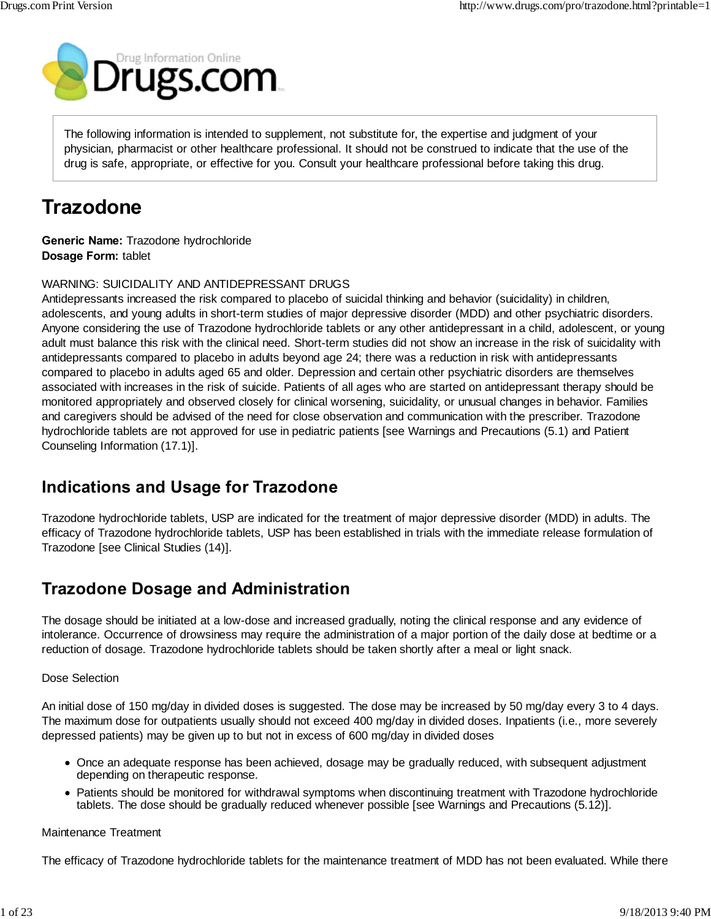The following information is intended to supplement, not substitute for, the expertise and judgment of your physician, pharmacist or other healthcare professional. It should not be construed to indicate that the use of the drug is safe, appropriate, or effective for you. Consult your healthcare professional before taking this drug.

# Trazodone

**Generic Name:** Trazodone hydrochloride
**Dosage Form:** tablet

WARNING: SUICIDALITY AND ANTIDEPRESSANT DRUGS
Antidepressants increased the risk compared to placebo of suicidal thinking and behavior (suicidality) in children, adolescents, and young adults in short-term studies of major depressive disorder (MDD) and other psychiatric disorders. Anyone considering the use of Trazodone hydrochloride tablets or any other antidepressant in a child, adolescent, or young adult must balance this risk with the clinical need. Short-term studies did not show an increase in the risk of suicidality with antidepressants compared to placebo in adults beyond age 24; there was a reduction in risk with antidepressants compared to placebo in adults aged 65 and older. Depression and certain other psychiatric disorders are themselves associated with increases in the risk of suicide. Patients of all ages who are started on antidepressant therapy should be monitored appropriately and observed closely for clinical worsening, suicidality, or unusual changes in behavior. Families and caregivers should be advised of the need for close observation and communication with the prescriber. Trazodone hydrochloride tablets are not approved for use in pediatric patients [see Warnings and Precautions (5.1) and Patient Counseling Information (17.1)].

## Indications and Usage for Trazodone

Trazodone hydrochloride tablets, USP are indicated for the treatment of major depressive disorder (MDD) in adults. The efficacy of Trazodone hydrochloride tablets, USP has been established in trials with the immediate release formulation of Trazodone [see Clinical Studies (14)].

## Trazodone Dosage and Administration

The dosage should be initiated at a low-dose and increased gradually, noting the clinical response and any evidence of intolerance. Occurrence of drowsiness may require the administration of a major portion of the daily dose at bedtime or a reduction of dosage. Trazodone hydrochloride tablets should be taken shortly after a meal or light snack.

Dose Selection

An initial dose of 150 mg/day in divided doses is suggested. The dose may be increased by 50 mg/day every 3 to 4 days. The maximum dose for outpatients usually should not exceed 400 mg/day in divided doses. Inpatients (i.e., more severely depressed patients) may be given up to but not in excess of 600 mg/day in divided doses

- Once an adequate response has been achieved, dosage may be gradually reduced, with subsequent adjustment depending on therapeutic response.
- Patients should be monitored for withdrawal symptoms when discontinuing treatment with Trazodone hydrochloride tablets. The dose should be gradually reduced whenever possible [see Warnings and Precautions (5.12)].

Maintenance Treatment

The efficacy of Trazodone hydrochloride tablets for the maintenance treatment of MDD has not been evaluated. While there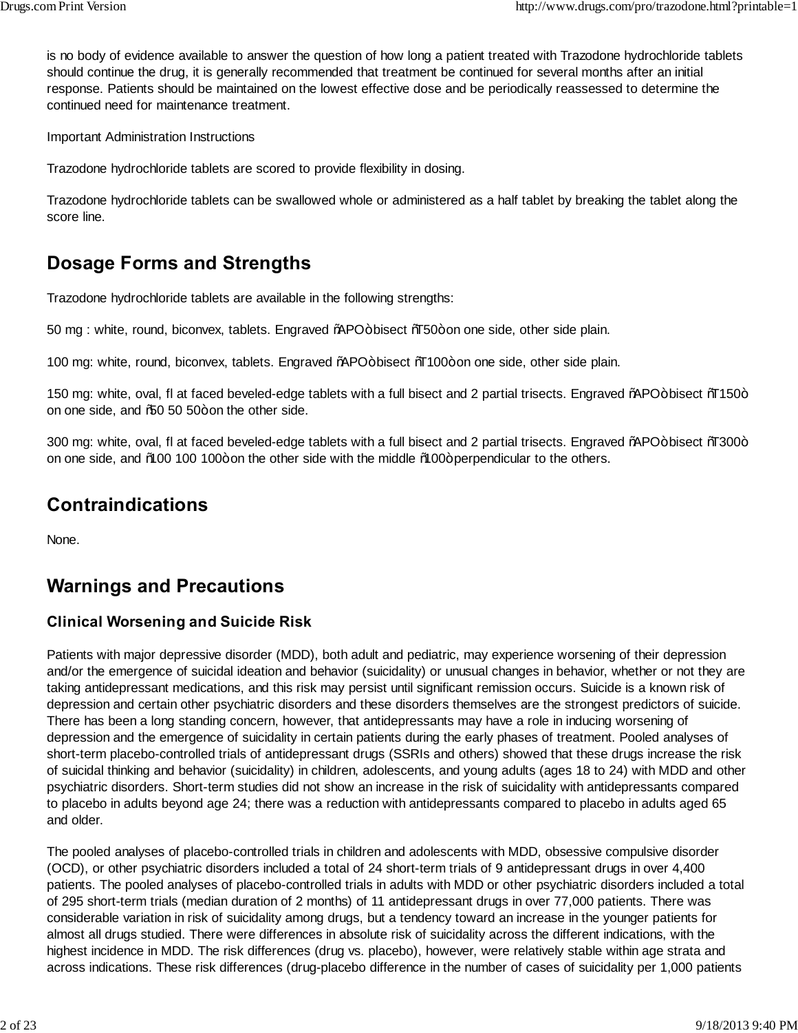is no body of evidence available to answer the question of how long a patient treated with Trazodone hydrochloride tablets should continue the drug, it is generally recommended that treatment be continued for several months after an initial response. Patients should be maintained on the lowest effective dose and be periodically reassessed to determine the continued need for maintenance treatment.

Important Administration Instructions

Trazodone hydrochloride tablets are scored to provide flexibility in dosing.

Trazodone hydrochloride tablets can be swallowed whole or administered as a half tablet by breaking the tablet along the score line.

## Dosage Forms and Strengths

Trazodone hydrochloride tablets are available in the following strengths:

50 mg : white, round, biconvex, tablets. Engraved ñAPOò bisect ñT50ò on one side, other side plain.

100 mg: white, round, biconvex, tablets. Engraved ñAPOò bisect ñT100ò on one side, other side plain.

150 mg: white, oval, fl at faced beveled-edge tablets with a full bisect and 2 partial trisects. Engraved ñAPOò bisect ñT150ò on one side, and ñ50 50 50ò on the other side.

300 mg: white, oval, fl at faced beveled-edge tablets with a full bisect and 2 partial trisects. Engraved ñAPOò bisect ñT300ò on one side, and ñ100 100 100ò on the other side with the middle ñ100ò perpendicular to the others.

## Contraindications

None.

## Warnings and Precautions

### Clinical Worsening and Suicide Risk

Patients with major depressive disorder (MDD), both adult and pediatric, may experience worsening of their depression and/or the emergence of suicidal ideation and behavior (suicidality) or unusual changes in behavior, whether or not they are taking antidepressant medications, and this risk may persist until significant remission occurs. Suicide is a known risk of depression and certain other psychiatric disorders and these disorders themselves are the strongest predictors of suicide. There has been a long standing concern, however, that antidepressants may have a role in inducing worsening of depression and the emergence of suicidality in certain patients during the early phases of treatment. Pooled analyses of short-term placebo-controlled trials of antidepressant drugs (SSRIs and others) showed that these drugs increase the risk of suicidal thinking and behavior (suicidality) in children, adolescents, and young adults (ages 18 to 24) with MDD and other psychiatric disorders. Short-term studies did not show an increase in the risk of suicidality with antidepressants compared to placebo in adults beyond age 24; there was a reduction with antidepressants compared to placebo in adults aged 65 and older.

The pooled analyses of placebo-controlled trials in children and adolescents with MDD, obsessive compulsive disorder (OCD), or other psychiatric disorders included a total of 24 short-term trials of 9 antidepressant drugs in over 4,400 patients. The pooled analyses of placebo-controlled trials in adults with MDD or other psychiatric disorders included a total of 295 short-term trials (median duration of 2 months) of 11 antidepressant drugs in over 77,000 patients. There was considerable variation in risk of suicidality among drugs, but a tendency toward an increase in the younger patients for almost all drugs studied. There were differences in absolute risk of suicidality across the different indications, with the highest incidence in MDD. The risk differences (drug vs. placebo), however, were relatively stable within age strata and across indications. These risk differences (drug-placebo difference in the number of cases of suicidality per 1,000 patients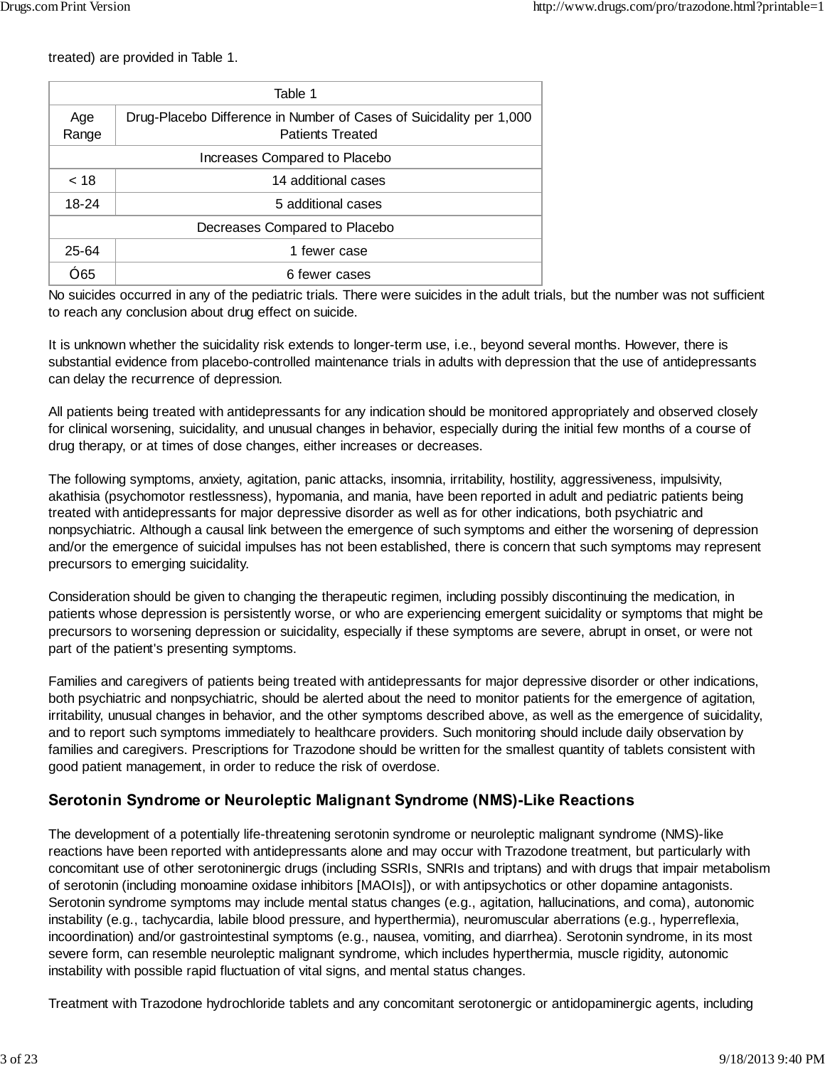treated) are provided in Table 1.

| Table 1 | |
|---|---|
| Age Range | Drug-Placebo Difference in Number of Cases of Suicidality per 1,000 Patients Treated |
| Increases Compared to Placebo | |
| < 18 | 14 additional cases |
| 18-24 | 5 additional cases |
| Decreases Compared to Placebo | |
| 25-64 | 1 fewer case |
| Ó65 | 6 fewer cases |

No suicides occurred in any of the pediatric trials. There were suicides in the adult trials, but the number was not sufficient to reach any conclusion about drug effect on suicide.

It is unknown whether the suicidality risk extends to longer-term use, i.e., beyond several months. However, there is substantial evidence from placebo-controlled maintenance trials in adults with depression that the use of antidepressants can delay the recurrence of depression.

All patients being treated with antidepressants for any indication should be monitored appropriately and observed closely for clinical worsening, suicidality, and unusual changes in behavior, especially during the initial few months of a course of drug therapy, or at times of dose changes, either increases or decreases.

The following symptoms, anxiety, agitation, panic attacks, insomnia, irritability, hostility, aggressiveness, impulsivity, akathisia (psychomotor restlessness), hypomania, and mania, have been reported in adult and pediatric patients being treated with antidepressants for major depressive disorder as well as for other indications, both psychiatric and nonpsychiatric. Although a causal link between the emergence of such symptoms and either the worsening of depression and/or the emergence of suicidal impulses has not been established, there is concern that such symptoms may represent precursors to emerging suicidality.

Consideration should be given to changing the therapeutic regimen, including possibly discontinuing the medication, in patients whose depression is persistently worse, or who are experiencing emergent suicidality or symptoms that might be precursors to worsening depression or suicidality, especially if these symptoms are severe, abrupt in onset, or were not part of the patient's presenting symptoms.

Families and caregivers of patients being treated with antidepressants for major depressive disorder or other indications, both psychiatric and nonpsychiatric, should be alerted about the need to monitor patients for the emergence of agitation, irritability, unusual changes in behavior, and the other symptoms described above, as well as the emergence of suicidality, and to report such symptoms immediately to healthcare providers. Such monitoring should include daily observation by families and caregivers. Prescriptions for Trazodone should be written for the smallest quantity of tablets consistent with good patient management, in order to reduce the risk of overdose.

## Serotonin Syndrome or Neuroleptic Malignant Syndrome (NMS)-Like Reactions

The development of a potentially life-threatening serotonin syndrome or neuroleptic malignant syndrome (NMS)-like reactions have been reported with antidepressants alone and may occur with Trazodone treatment, but particularly with concomitant use of other serotoninergic drugs (including SSRIs, SNRIs and triptans) and with drugs that impair metabolism of serotonin (including monoamine oxidase inhibitors [MAOIs]), or with antipsychotics or other dopamine antagonists. Serotonin syndrome symptoms may include mental status changes (e.g., agitation, hallucinations, and coma), autonomic instability (e.g., tachycardia, labile blood pressure, and hyperthermia), neuromuscular aberrations (e.g., hyperreflexia, incoordination) and/or gastrointestinal symptoms (e.g., nausea, vomiting, and diarrhea). Serotonin syndrome, in its most severe form, can resemble neuroleptic malignant syndrome, which includes hyperthermia, muscle rigidity, autonomic instability with possible rapid fluctuation of vital signs, and mental status changes.

Treatment with Trazodone hydrochloride tablets and any concomitant serotonergic or antidopaminergic agents, including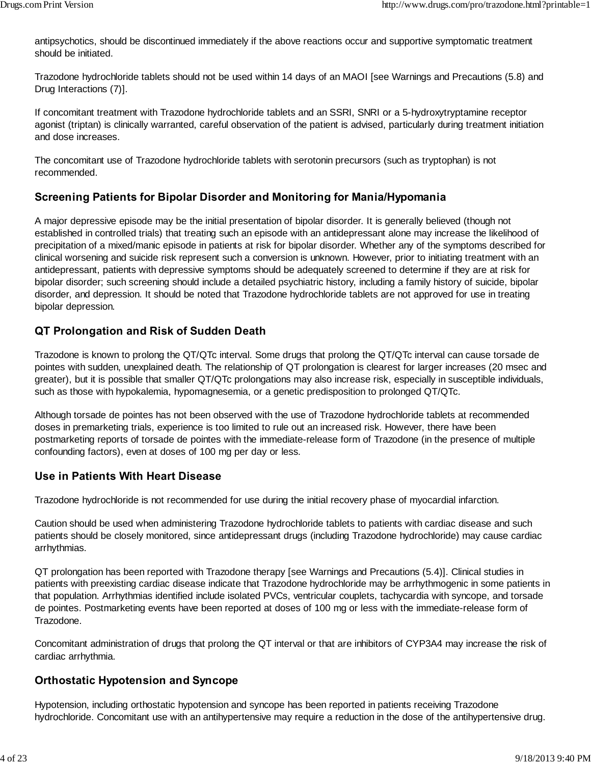antipsychotics, should be discontinued immediately if the above reactions occur and supportive symptomatic treatment should be initiated.

Trazodone hydrochloride tablets should not be used within 14 days of an MAOI [see Warnings and Precautions (5.8) and Drug Interactions (7)].

If concomitant treatment with Trazodone hydrochloride tablets and an SSRI, SNRI or a 5-hydroxytryptamine receptor agonist (triptan) is clinically warranted, careful observation of the patient is advised, particularly during treatment initiation and dose increases.

The concomitant use of Trazodone hydrochloride tablets with serotonin precursors (such as tryptophan) is not recommended.

## Screening Patients for Bipolar Disorder and Monitoring for Mania/Hypomania

A major depressive episode may be the initial presentation of bipolar disorder. It is generally believed (though not established in controlled trials) that treating such an episode with an antidepressant alone may increase the likelihood of precipitation of a mixed/manic episode in patients at risk for bipolar disorder. Whether any of the symptoms described for clinical worsening and suicide risk represent such a conversion is unknown. However, prior to initiating treatment with an antidepressant, patients with depressive symptoms should be adequately screened to determine if they are at risk for bipolar disorder; such screening should include a detailed psychiatric history, including a family history of suicide, bipolar disorder, and depression. It should be noted that Trazodone hydrochloride tablets are not approved for use in treating bipolar depression.

## QT Prolongation and Risk of Sudden Death

Trazodone is known to prolong the QT/QTc interval. Some drugs that prolong the QT/QTc interval can cause torsade de pointes with sudden, unexplained death. The relationship of QT prolongation is clearest for larger increases (20 msec and greater), but it is possible that smaller QT/QTc prolongations may also increase risk, especially in susceptible individuals, such as those with hypokalemia, hypomagnesemia, or a genetic predisposition to prolonged QT/QTc.

Although torsade de pointes has not been observed with the use of Trazodone hydrochloride tablets at recommended doses in premarketing trials, experience is too limited to rule out an increased risk. However, there have been postmarketing reports of torsade de pointes with the immediate-release form of Trazodone (in the presence of multiple confounding factors), even at doses of 100 mg per day or less.

## Use in Patients With Heart Disease

Trazodone hydrochloride is not recommended for use during the initial recovery phase of myocardial infarction.

Caution should be used when administering Trazodone hydrochloride tablets to patients with cardiac disease and such patients should be closely monitored, since antidepressant drugs (including Trazodone hydrochloride) may cause cardiac arrhythmias.

QT prolongation has been reported with Trazodone therapy [see Warnings and Precautions (5.4)]. Clinical studies in patients with preexisting cardiac disease indicate that Trazodone hydrochloride may be arrhythmogenic in some patients in that population. Arrhythmias identified include isolated PVCs, ventricular couplets, tachycardia with syncope, and torsade de pointes. Postmarketing events have been reported at doses of 100 mg or less with the immediate-release form of Trazodone.

Concomitant administration of drugs that prolong the QT interval or that are inhibitors of CYP3A4 may increase the risk of cardiac arrhythmia.

## Orthostatic Hypotension and Syncope

Hypotension, including orthostatic hypotension and syncope has been reported in patients receiving Trazodone hydrochloride. Concomitant use with an antihypertensive may require a reduction in the dose of the antihypertensive drug.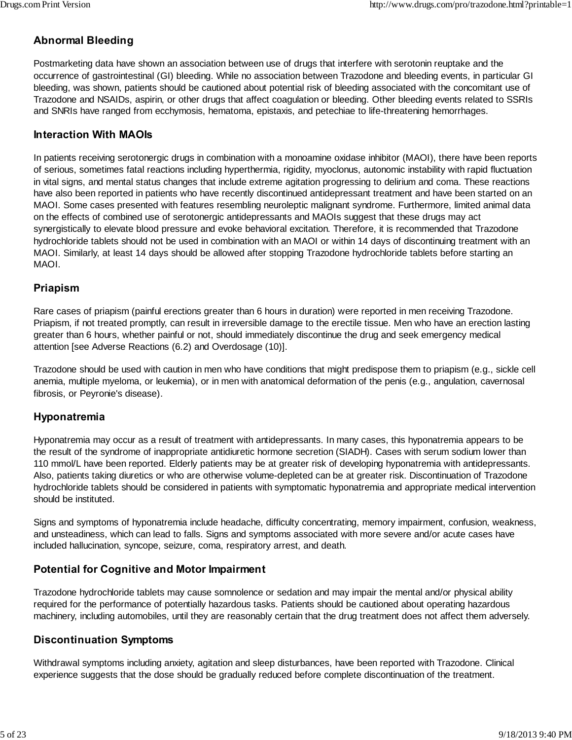### Abnormal Bleeding

Postmarketing data have shown an association between use of drugs that interfere with serotonin reuptake and the occurrence of gastrointestinal (GI) bleeding. While no association between Trazodone and bleeding events, in particular GI bleeding, was shown, patients should be cautioned about potential risk of bleeding associated with the concomitant use of Trazodone and NSAIDs, aspirin, or other drugs that affect coagulation or bleeding. Other bleeding events related to SSRIs and SNRIs have ranged from ecchymosis, hematoma, epistaxis, and petechiae to life-threatening hemorrhages.

### Interaction With MAOIs

In patients receiving serotonergic drugs in combination with a monoamine oxidase inhibitor (MAOI), there have been reports of serious, sometimes fatal reactions including hyperthermia, rigidity, myoclonus, autonomic instability with rapid fluctuation in vital signs, and mental status changes that include extreme agitation progressing to delirium and coma. These reactions have also been reported in patients who have recently discontinued antidepressant treatment and have been started on an MAOI. Some cases presented with features resembling neuroleptic malignant syndrome. Furthermore, limited animal data on the effects of combined use of serotonergic antidepressants and MAOIs suggest that these drugs may act synergistically to elevate blood pressure and evoke behavioral excitation. Therefore, it is recommended that Trazodone hydrochloride tablets should not be used in combination with an MAOI or within 14 days of discontinuing treatment with an MAOI. Similarly, at least 14 days should be allowed after stopping Trazodone hydrochloride tablets before starting an MAOI.

### Priapism

Rare cases of priapism (painful erections greater than 6 hours in duration) were reported in men receiving Trazodone. Priapism, if not treated promptly, can result in irreversible damage to the erectile tissue. Men who have an erection lasting greater than 6 hours, whether painful or not, should immediately discontinue the drug and seek emergency medical attention [see Adverse Reactions (6.2) and Overdosage (10)].

Trazodone should be used with caution in men who have conditions that might predispose them to priapism (e.g., sickle cell anemia, multiple myeloma, or leukemia), or in men with anatomical deformation of the penis (e.g., angulation, cavernosal fibrosis, or Peyronie's disease).

### Hyponatremia

Hyponatremia may occur as a result of treatment with antidepressants. In many cases, this hyponatremia appears to be the result of the syndrome of inappropriate antidiuretic hormone secretion (SIADH). Cases with serum sodium lower than 110 mmol/L have been reported. Elderly patients may be at greater risk of developing hyponatremia with antidepressants. Also, patients taking diuretics or who are otherwise volume-depleted can be at greater risk. Discontinuation of Trazodone hydrochloride tablets should be considered in patients with symptomatic hyponatremia and appropriate medical intervention should be instituted.

Signs and symptoms of hyponatremia include headache, difficulty concentrating, memory impairment, confusion, weakness, and unsteadiness, which can lead to falls. Signs and symptoms associated with more severe and/or acute cases have included hallucination, syncope, seizure, coma, respiratory arrest, and death.

### Potential for Cognitive and Motor Impairment

Trazodone hydrochloride tablets may cause somnolence or sedation and may impair the mental and/or physical ability required for the performance of potentially hazardous tasks. Patients should be cautioned about operating hazardous machinery, including automobiles, until they are reasonably certain that the drug treatment does not affect them adversely.

### Discontinuation Symptoms

Withdrawal symptoms including anxiety, agitation and sleep disturbances, have been reported with Trazodone. Clinical experience suggests that the dose should be gradually reduced before complete discontinuation of the treatment.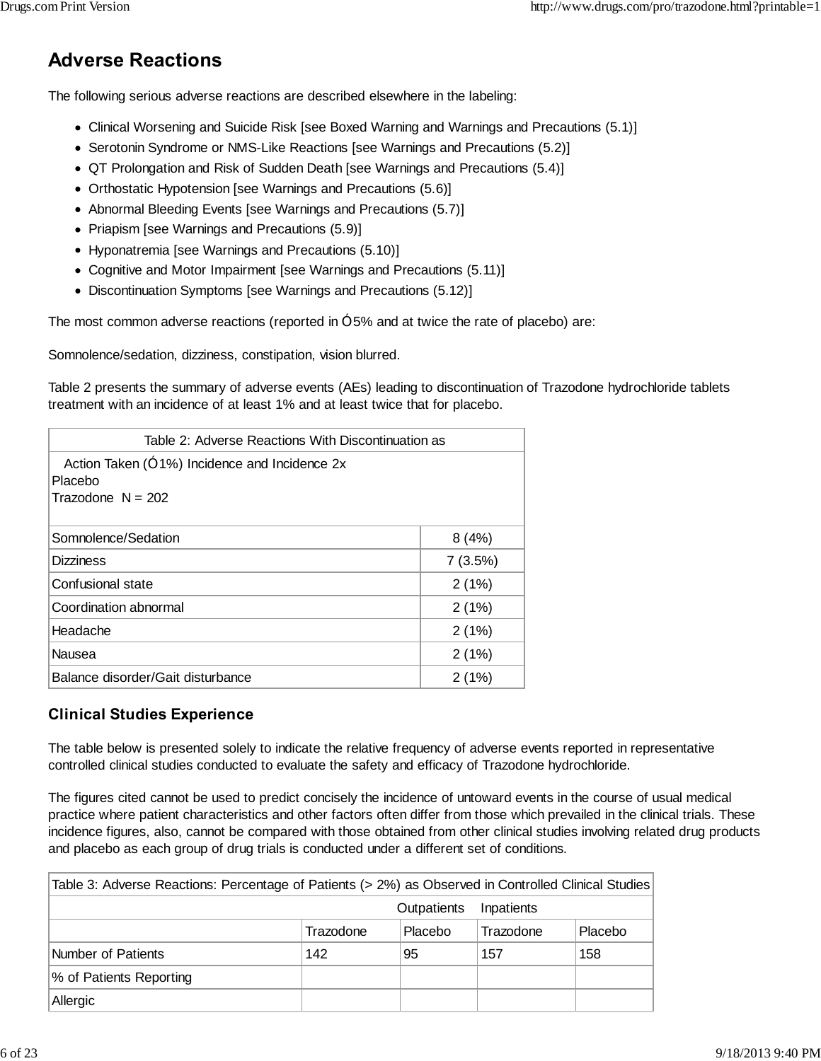## Adverse Reactions

The following serious adverse reactions are described elsewhere in the labeling:

- Clinical Worsening and Suicide Risk [see Boxed Warning and Warnings and Precautions (5.1)]
- Serotonin Syndrome or NMS-Like Reactions [see Warnings and Precautions (5.2)]
- QT Prolongation and Risk of Sudden Death [see Warnings and Precautions (5.4)]
- Orthostatic Hypotension [see Warnings and Precautions (5.6)]
- Abnormal Bleeding Events [see Warnings and Precautions (5.7)]
- Priapism [see Warnings and Precautions (5.9)]
- Hyponatremia [see Warnings and Precautions (5.10)]
- Cognitive and Motor Impairment [see Warnings and Precautions (5.11)]
- Discontinuation Symptoms [see Warnings and Precautions (5.12)]

The most common adverse reactions (reported in Ó5% and at twice the rate of placebo) are:

Somnolence/sedation, dizziness, constipation, vision blurred.

Table 2 presents the summary of adverse events (AEs) leading to discontinuation of Trazodone hydrochloride tablets treatment with an incidence of at least 1% and at least twice that for placebo.

| Table 2: Adverse Reactions With Discontinuation as Action Taken (Ó1%) Incidence and Incidence 2x Placebo Trazodone N = 202 | |
|---|---|
| Somnolence/Sedation | 8 (4%) |
| Dizziness | 7 (3.5%) |
| Confusional state | 2 (1%) |
| Coordination abnormal | 2 (1%) |
| Headache | 2 (1%) |
| Nausea | 2 (1%) |
| Balance disorder/Gait disturbance | 2 (1%) |

### Clinical Studies Experience

The table below is presented solely to indicate the relative frequency of adverse events reported in representative controlled clinical studies conducted to evaluate the safety and efficacy of Trazodone hydrochloride.

The figures cited cannot be used to predict concisely the incidence of untoward events in the course of usual medical practice where patient characteristics and other factors often differ from those which prevailed in the clinical trials. These incidence figures, also, cannot be compared with those obtained from other clinical studies involving related drug products and placebo as each group of drug trials is conducted under a different set of conditions.

| Table 3: Adverse Reactions: Percentage of Patients (> 2%) as Observed in Controlled Clinical Studies | | | | |
|---|---|---|---|---|
| | Outpatients | | Inpatients | |
| | Trazodone | Placebo | Trazodone | Placebo |
| Number of Patients | 142 | 95 | 157 | 158 |
| % of Patients Reporting | | | | |
| Allergic | | | | |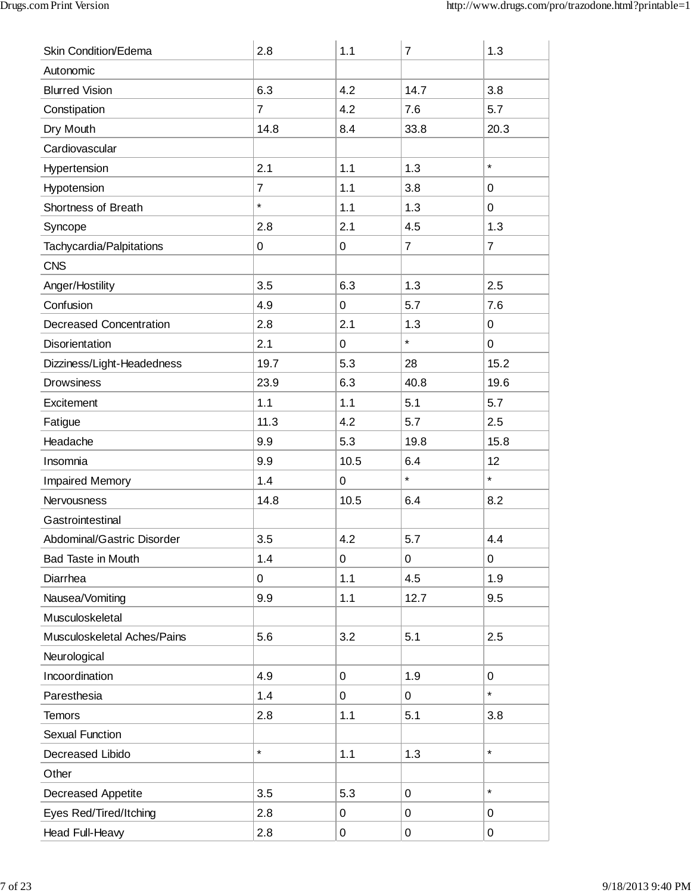| | | | | |
|---|---|---|---|---|
| Skin Condition/Edema | 2.8 | 1.1 | 7 | 1.3 |
| Autonomic | | | | |
| Blurred Vision | 6.3 | 4.2 | 14.7 | 3.8 |
| Constipation | 7 | 4.2 | 7.6 | 5.7 |
| Dry Mouth | 14.8 | 8.4 | 33.8 | 20.3 |
| Cardiovascular | | | | |
| Hypertension | 2.1 | 1.1 | 1.3 | * |
| Hypotension | 7 | 1.1 | 3.8 | 0 |
| Shortness of Breath | * | 1.1 | 1.3 | 0 |
| Syncope | 2.8 | 2.1 | 4.5 | 1.3 |
| Tachycardia/Palpitations | 0 | 0 | 7 | 7 |
| CNS | | | | |
| Anger/Hostility | 3.5 | 6.3 | 1.3 | 2.5 |
| Confusion | 4.9 | 0 | 5.7 | 7.6 |
| Decreased Concentration | 2.8 | 2.1 | 1.3 | 0 |
| Disorientation | 2.1 | 0 | * | 0 |
| Dizziness/Light-Headedness | 19.7 | 5.3 | 28 | 15.2 |
| Drowsiness | 23.9 | 6.3 | 40.8 | 19.6 |
| Excitement | 1.1 | 1.1 | 5.1 | 5.7 |
| Fatigue | 11.3 | 4.2 | 5.7 | 2.5 |
| Headache | 9.9 | 5.3 | 19.8 | 15.8 |
| Insomnia | 9.9 | 10.5 | 6.4 | 12 |
| Impaired Memory | 1.4 | 0 | * | * |
| Nervousness | 14.8 | 10.5 | 6.4 | 8.2 |
| Gastrointestinal | | | | |
| Abdominal/Gastric Disorder | 3.5 | 4.2 | 5.7 | 4.4 |
| Bad Taste in Mouth | 1.4 | 0 | 0 | 0 |
| Diarrhea | 0 | 1.1 | 4.5 | 1.9 |
| Nausea/Vomiting | 9.9 | 1.1 | 12.7 | 9.5 |
| Musculoskeletal | | | | |
| Musculoskeletal Aches/Pains | 5.6 | 3.2 | 5.1 | 2.5 |
| Neurological | | | | |
| Incoordination | 4.9 | 0 | 1.9 | 0 |
| Paresthesia | 1.4 | 0 | 0 | * |
| Temors | 2.8 | 1.1 | 5.1 | 3.8 |
| Sexual Function | | | | |
| Decreased Libido | * | 1.1 | 1.3 | * |
| Other | | | | |
| Decreased Appetite | 3.5 | 5.3 | 0 | * |
| Eyes Red/Tired/Itching | 2.8 | 0 | 0 | 0 |
| Head Full-Heavy | 2.8 | 0 | 0 | 0 |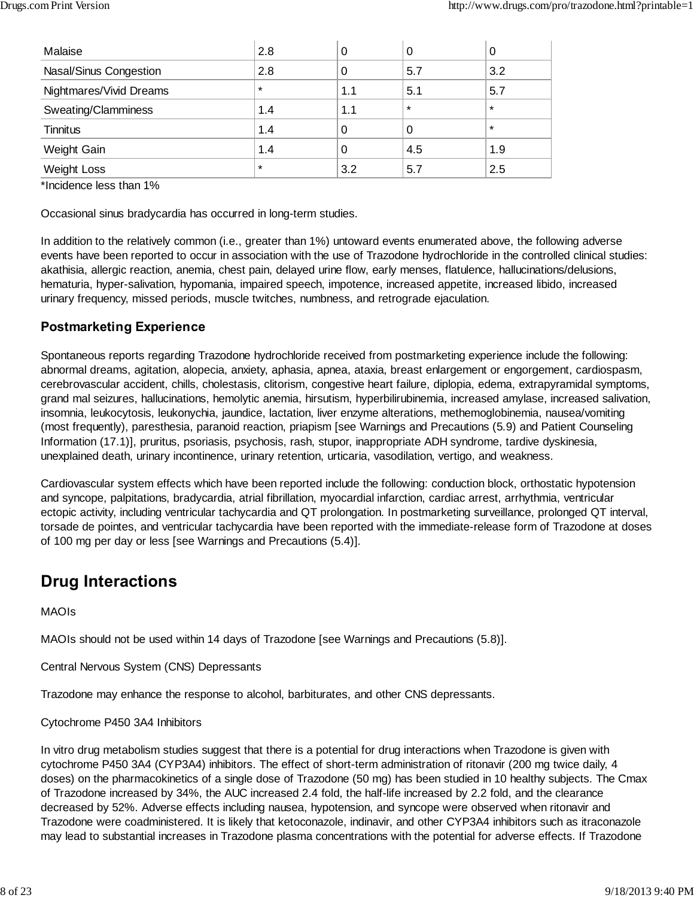| | | | | |
|---|---|---|---|---|
| Malaise | 2.8 | 0 | 0 | 0 |
| Nasal/Sinus Congestion | 2.8 | 0 | 5.7 | 3.2 |
| Nightmares/Vivid Dreams | * | 1.1 | 5.1 | 5.7 |
| Sweating/Clamminess | 1.4 | 1.1 | * | * |
| Tinnitus | 1.4 | 0 | 0 | * |
| Weight Gain | 1.4 | 0 | 4.5 | 1.9 |
| Weight Loss | * | 3.2 | 5.7 | 2.5 |

*Incidence less than 1%

Occasional sinus bradycardia has occurred in long-term studies.

In addition to the relatively common (i.e., greater than 1%) untoward events enumerated above, the following adverse events have been reported to occur in association with the use of Trazodone hydrochloride in the controlled clinical studies: akathisia, allergic reaction, anemia, chest pain, delayed urine flow, early menses, flatulence, hallucinations/delusions, hematuria, hyper-salivation, hypomania, impaired speech, impotence, increased appetite, increased libido, increased urinary frequency, missed periods, muscle twitches, numbness, and retrograde ejaculation.

### Postmarketing Experience

Spontaneous reports regarding Trazodone hydrochloride received from postmarketing experience include the following: abnormal dreams, agitation, alopecia, anxiety, aphasia, apnea, ataxia, breast enlargement or engorgement, cardiospasm, cerebrovascular accident, chills, cholestasis, clitorism, congestive heart failure, diplopia, edema, extrapyramidal symptoms, grand mal seizures, hallucinations, hemolytic anemia, hirsutism, hyperbilirubinemia, increased amylase, increased salivation, insomnia, leukocytosis, leukonychia, jaundice, lactation, liver enzyme alterations, methemoglobinemia, nausea/vomiting (most frequently), paresthesia, paranoid reaction, priapism [see Warnings and Precautions (5.9) and Patient Counseling Information (17.1)], pruritus, psoriasis, psychosis, rash, stupor, inappropriate ADH syndrome, tardive dyskinesia, unexplained death, urinary incontinence, urinary retention, urticaria, vasodilation, vertigo, and weakness.

Cardiovascular system effects which have been reported include the following: conduction block, orthostatic hypotension and syncope, palpitations, bradycardia, atrial fibrillation, myocardial infarction, cardiac arrest, arrhythmia, ventricular ectopic activity, including ventricular tachycardia and QT prolongation. In postmarketing surveillance, prolonged QT interval, torsade de pointes, and ventricular tachycardia have been reported with the immediate-release form of Trazodone at doses of 100 mg per day or less [see Warnings and Precautions (5.4)].

## Drug Interactions

MAOIs

MAOIs should not be used within 14 days of Trazodone [see Warnings and Precautions (5.8)].

Central Nervous System (CNS) Depressants

Trazodone may enhance the response to alcohol, barbiturates, and other CNS depressants.

Cytochrome P450 3A4 Inhibitors

In vitro drug metabolism studies suggest that there is a potential for drug interactions when Trazodone is given with cytochrome P450 3A4 (CYP3A4) inhibitors. The effect of short-term administration of ritonavir (200 mg twice daily, 4 doses) on the pharmacokinetics of a single dose of Trazodone (50 mg) has been studied in 10 healthy subjects. The Cmax of Trazodone increased by 34%, the AUC increased 2.4 fold, the half-life increased by 2.2 fold, and the clearance decreased by 52%. Adverse effects including nausea, hypotension, and syncope were observed when ritonavir and Trazodone were coadministered. It is likely that ketoconazole, indinavir, and other CYP3A4 inhibitors such as itraconazole may lead to substantial increases in Trazodone plasma concentrations with the potential for adverse effects. If Trazodone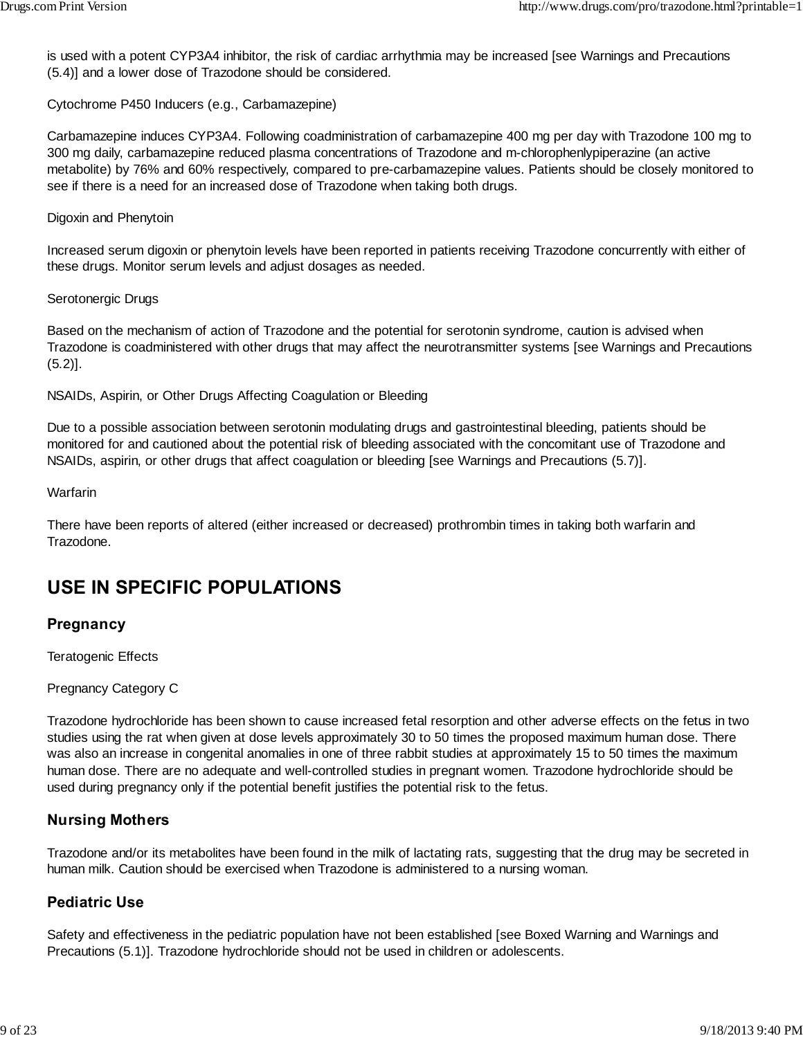is used with a potent CYP3A4 inhibitor, the risk of cardiac arrhythmia may be increased [see Warnings and Precautions (5.4)] and a lower dose of Trazodone should be considered.

Cytochrome P450 Inducers (e.g., Carbamazepine)

Carbamazepine induces CYP3A4. Following coadministration of carbamazepine 400 mg per day with Trazodone 100 mg to 300 mg daily, carbamazepine reduced plasma concentrations of Trazodone and m-chlorophenlypiperazine (an active metabolite) by 76% and 60% respectively, compared to pre-carbamazepine values. Patients should be closely monitored to see if there is a need for an increased dose of Trazodone when taking both drugs.

Digoxin and Phenytoin

Increased serum digoxin or phenytoin levels have been reported in patients receiving Trazodone concurrently with either of these drugs. Monitor serum levels and adjust dosages as needed.

Serotonergic Drugs

Based on the mechanism of action of Trazodone and the potential for serotonin syndrome, caution is advised when Trazodone is coadministered with other drugs that may affect the neurotransmitter systems [see Warnings and Precautions (5.2)].

NSAIDs, Aspirin, or Other Drugs Affecting Coagulation or Bleeding

Due to a possible association between serotonin modulating drugs and gastrointestinal bleeding, patients should be monitored for and cautioned about the potential risk of bleeding associated with the concomitant use of Trazodone and NSAIDs, aspirin, or other drugs that affect coagulation or bleeding [see Warnings and Precautions (5.7)].

Warfarin

There have been reports of altered (either increased or decreased) prothrombin times in taking both warfarin and Trazodone.

## USE IN SPECIFIC POPULATIONS

### Pregnancy

Teratogenic Effects

Pregnancy Category C

Trazodone hydrochloride has been shown to cause increased fetal resorption and other adverse effects on the fetus in two studies using the rat when given at dose levels approximately 30 to 50 times the proposed maximum human dose. There was also an increase in congenital anomalies in one of three rabbit studies at approximately 15 to 50 times the maximum human dose. There are no adequate and well-controlled studies in pregnant women. Trazodone hydrochloride should be used during pregnancy only if the potential benefit justifies the potential risk to the fetus.

### Nursing Mothers

Trazodone and/or its metabolites have been found in the milk of lactating rats, suggesting that the drug may be secreted in human milk. Caution should be exercised when Trazodone is administered to a nursing woman.

### Pediatric Use

Safety and effectiveness in the pediatric population have not been established [see Boxed Warning and Warnings and Precautions (5.1)]. Trazodone hydrochloride should not be used in children or adolescents.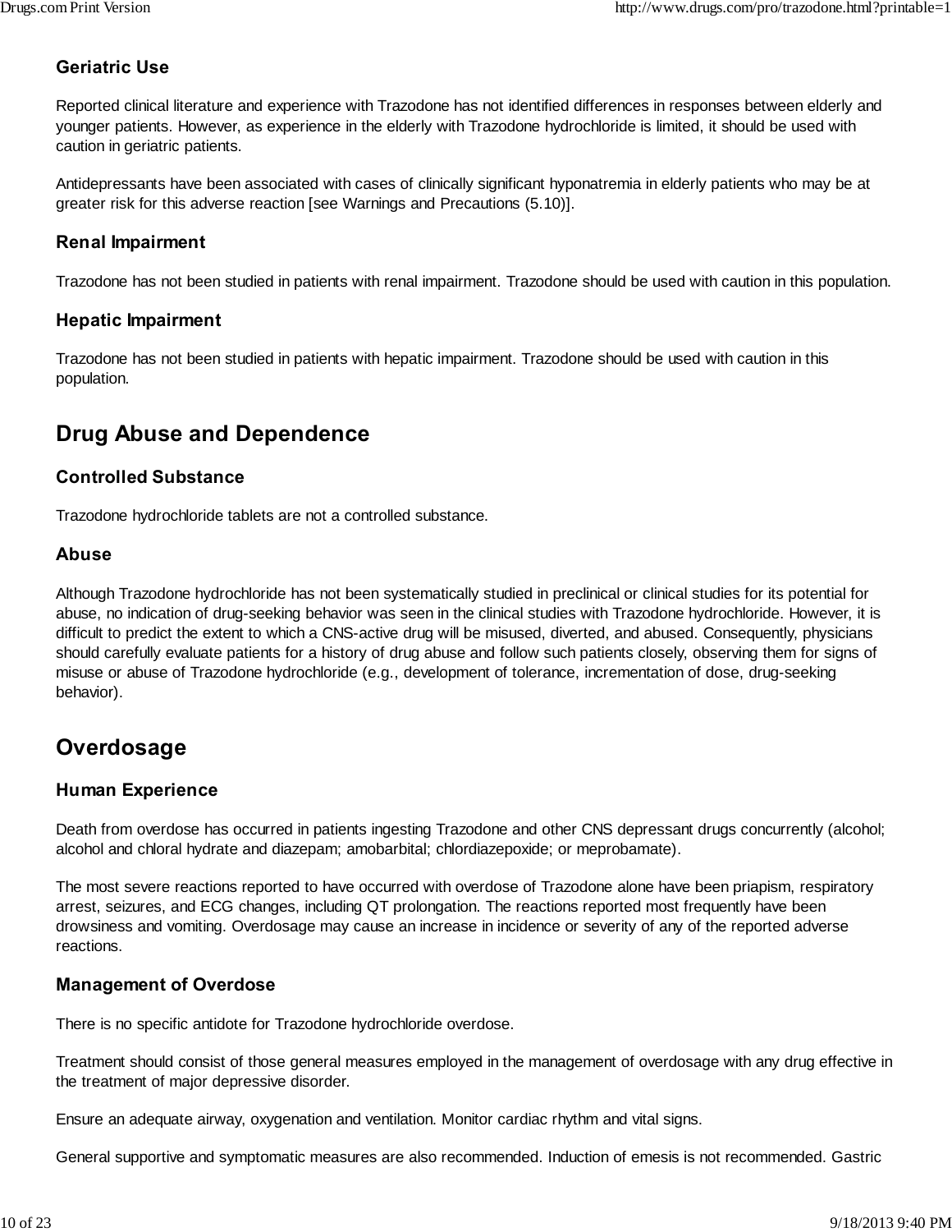### Geriatric Use

Reported clinical literature and experience with Trazodone has not identified differences in responses between elderly and younger patients. However, as experience in the elderly with Trazodone hydrochloride is limited, it should be used with caution in geriatric patients.

Antidepressants have been associated with cases of clinically significant hyponatremia in elderly patients who may be at greater risk for this adverse reaction [see Warnings and Precautions (5.10)].

### Renal Impairment

Trazodone has not been studied in patients with renal impairment. Trazodone should be used with caution in this population.

### Hepatic Impairment

Trazodone has not been studied in patients with hepatic impairment. Trazodone should be used with caution in this population.

## Drug Abuse and Dependence

### Controlled Substance

Trazodone hydrochloride tablets are not a controlled substance.

### Abuse

Although Trazodone hydrochloride has not been systematically studied in preclinical or clinical studies for its potential for abuse, no indication of drug-seeking behavior was seen in the clinical studies with Trazodone hydrochloride. However, it is difficult to predict the extent to which a CNS-active drug will be misused, diverted, and abused. Consequently, physicians should carefully evaluate patients for a history of drug abuse and follow such patients closely, observing them for signs of misuse or abuse of Trazodone hydrochloride (e.g., development of tolerance, incrementation of dose, drug-seeking behavior).

## Overdosage

### Human Experience

Death from overdose has occurred in patients ingesting Trazodone and other CNS depressant drugs concurrently (alcohol; alcohol and chloral hydrate and diazepam; amobarbital; chlordiazepoxide; or meprobamate).

The most severe reactions reported to have occurred with overdose of Trazodone alone have been priapism, respiratory arrest, seizures, and ECG changes, including QT prolongation. The reactions reported most frequently have been drowsiness and vomiting. Overdosage may cause an increase in incidence or severity of any of the reported adverse reactions.

### Management of Overdose

There is no specific antidote for Trazodone hydrochloride overdose.

Treatment should consist of those general measures employed in the management of overdosage with any drug effective in the treatment of major depressive disorder.

Ensure an adequate airway, oxygenation and ventilation. Monitor cardiac rhythm and vital signs.

General supportive and symptomatic measures are also recommended. Induction of emesis is not recommended. Gastric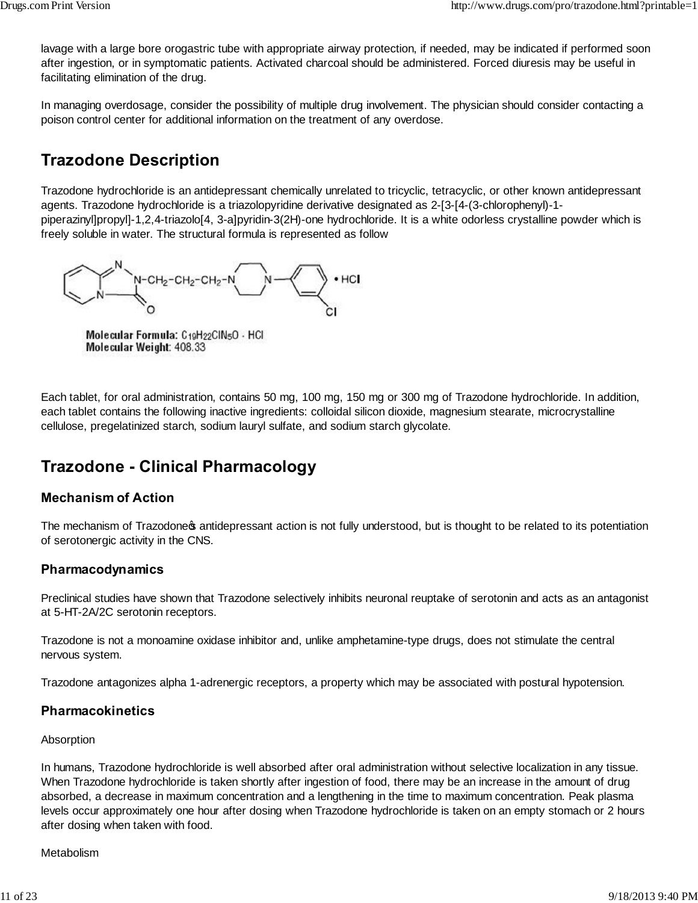lavage with a large bore orogastric tube with appropriate airway protection, if needed, may be indicated if performed soon after ingestion, or in symptomatic patients. Activated charcoal should be administered. Forced diuresis may be useful in facilitating elimination of the drug.

In managing overdosage, consider the possibility of multiple drug involvement. The physician should consider contacting a poison control center for additional information on the treatment of any overdose.

## Trazodone Description

Trazodone hydrochloride is an antidepressant chemically unrelated to tricyclic, tetracyclic, or other known antidepressant agents. Trazodone hydrochloride is a triazolopyridine derivative designated as 2-[3-[4-(3-chlorophenyl)-1-piperazinyl]propyl]-1,2,4-triazolo[4, 3-a]pyridin-3(2H)-one hydrochloride. It is a white odorless crystalline powder which is freely soluble in water. The structural formula is represented as follow

**Molecular Formula:** $C_{19}H_{22}ClN_5O \cdot HCl$
**Molecular Weight:** 408.33

Each tablet, for oral administration, contains 50 mg, 100 mg, 150 mg or 300 mg of Trazodone hydrochloride. In addition, each tablet contains the following inactive ingredients: colloidal silicon dioxide, magnesium stearate, microcrystalline cellulose, pregelatinized starch, sodium lauryl sulfate, and sodium starch glycolate.

## Trazodone - Clinical Pharmacology

### Mechanism of Action

The mechanism of Trazodone�s antidepressant action is not fully understood, but is thought to be related to its potentiation of serotonergic activity in the CNS.

### Pharmacodynamics

Preclinical studies have shown that Trazodone selectively inhibits neuronal reuptake of serotonin and acts as an antagonist at 5-HT-2A/2C serotonin receptors.

Trazodone is not a monoamine oxidase inhibitor and, unlike amphetamine-type drugs, does not stimulate the central nervous system.

Trazodone antagonizes alpha 1-adrenergic receptors, a property which may be associated with postural hypotension.

### Pharmacokinetics

Absorption

In humans, Trazodone hydrochloride is well absorbed after oral administration without selective localization in any tissue. When Trazodone hydrochloride is taken shortly after ingestion of food, there may be an increase in the amount of drug absorbed, a decrease in maximum concentration and a lengthening in the time to maximum concentration. Peak plasma levels occur approximately one hour after dosing when Trazodone hydrochloride is taken on an empty stomach or 2 hours after dosing when taken with food.

Metabolism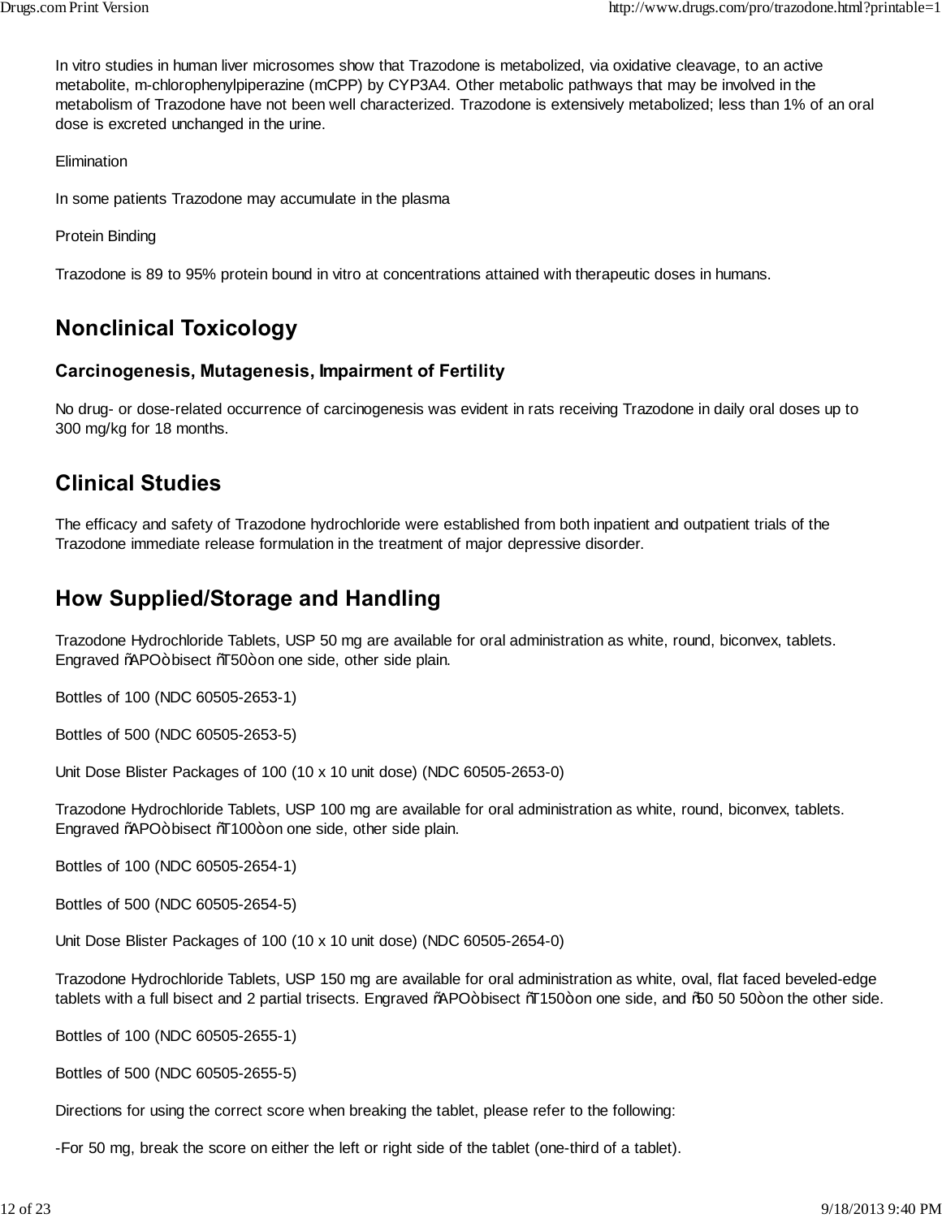In vitro studies in human liver microsomes show that Trazodone is metabolized, via oxidative cleavage, to an active metabolite, m-chlorophenylpiperazine (mCPP) by CYP3A4. Other metabolic pathways that may be involved in the metabolism of Trazodone have not been well characterized. Trazodone is extensively metabolized; less than 1% of an oral dose is excreted unchanged in the urine.

Elimination

In some patients Trazodone may accumulate in the plasma

Protein Binding

Trazodone is 89 to 95% protein bound in vitro at concentrations attained with therapeutic doses in humans.

## Nonclinical Toxicology

### Carcinogenesis, Mutagenesis, Impairment of Fertility

No drug- or dose-related occurrence of carcinogenesis was evident in rats receiving Trazodone in daily oral doses up to 300 mg/kg for 18 months.

## Clinical Studies

The efficacy and safety of Trazodone hydrochloride were established from both inpatient and outpatient trials of the Trazodone immediate release formulation in the treatment of major depressive disorder.

## How Supplied/Storage and Handling

Trazodone Hydrochloride Tablets, USP 50 mg are available for oral administration as white, round, biconvex, tablets. Engraved ñAPOò bisect ñT50ò on one side, other side plain.

Bottles of 100 (NDC 60505-2653-1)

Bottles of 500 (NDC 60505-2653-5)

Unit Dose Blister Packages of 100 (10 x 10 unit dose) (NDC 60505-2653-0)

Trazodone Hydrochloride Tablets, USP 100 mg are available for oral administration as white, round, biconvex, tablets. Engraved ñAPOò bisect ñT100ò on one side, other side plain.

Bottles of 100 (NDC 60505-2654-1)

Bottles of 500 (NDC 60505-2654-5)

Unit Dose Blister Packages of 100 (10 x 10 unit dose) (NDC 60505-2654-0)

Trazodone Hydrochloride Tablets, USP 150 mg are available for oral administration as white, oval, flat faced beveled-edge tablets with a full bisect and 2 partial trisects. Engraved ñAPOò bisect ñT150ò on one side, and ñ50 50 50ò on the other side.

Bottles of 100 (NDC 60505-2655-1)

Bottles of 500 (NDC 60505-2655-5)

Directions for using the correct score when breaking the tablet, please refer to the following:

-For 50 mg, break the score on either the left or right side of the tablet (one-third of a tablet).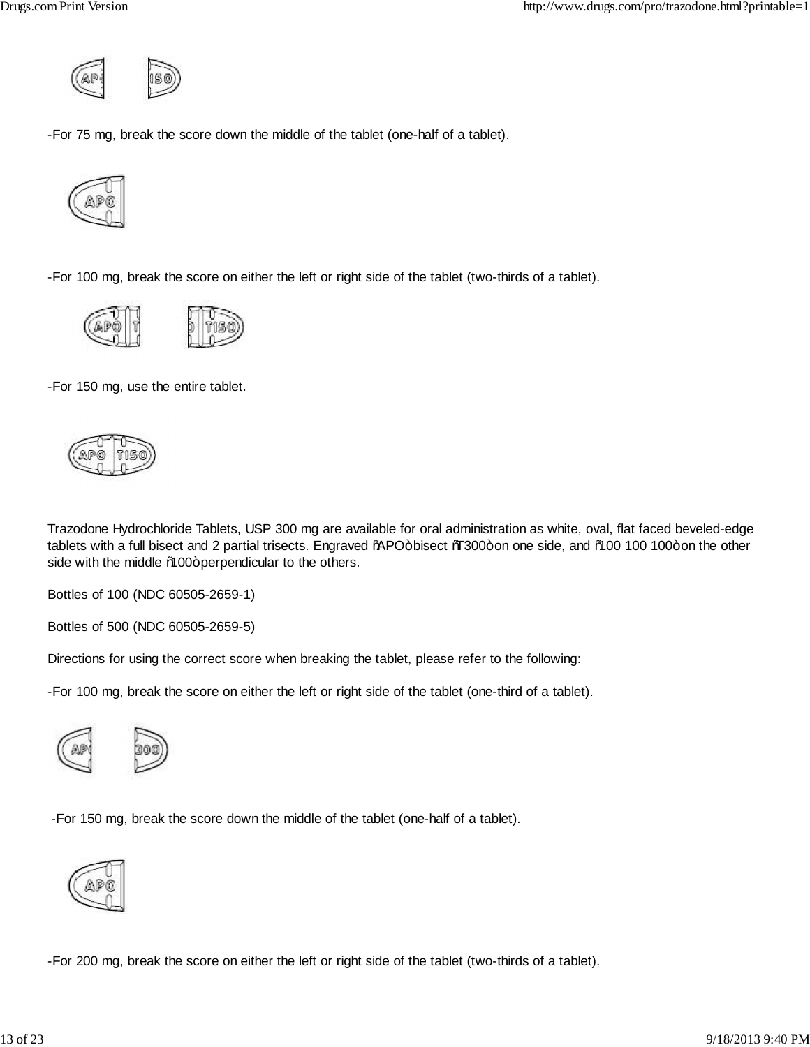-For 75 mg, break the score down the middle of the tablet (one-half of a tablet).

-For 100 mg, break the score on either the left or right side of the tablet (two-thirds of a tablet).

-For 150 mg, use the entire tablet.

Trazodone Hydrochloride Tablets, USP 300 mg are available for oral administration as white, oval, flat faced beveled-edge tablets with a full bisect and 2 partial trisects. Engraved ñAPOò bisect ñT300ò on one side, and ñ100 100 100ò on the other side with the middle ñ100ò perpendicular to the others.

Bottles of 100 (NDC 60505-2659-1)

Bottles of 500 (NDC 60505-2659-5)

Directions for using the correct score when breaking the tablet, please refer to the following:

-For 100 mg, break the score on either the left or right side of the tablet (one-third of a tablet).

-For 150 mg, break the score down the middle of the tablet (one-half of a tablet).

-For 200 mg, break the score on either the left or right side of the tablet (two-thirds of a tablet).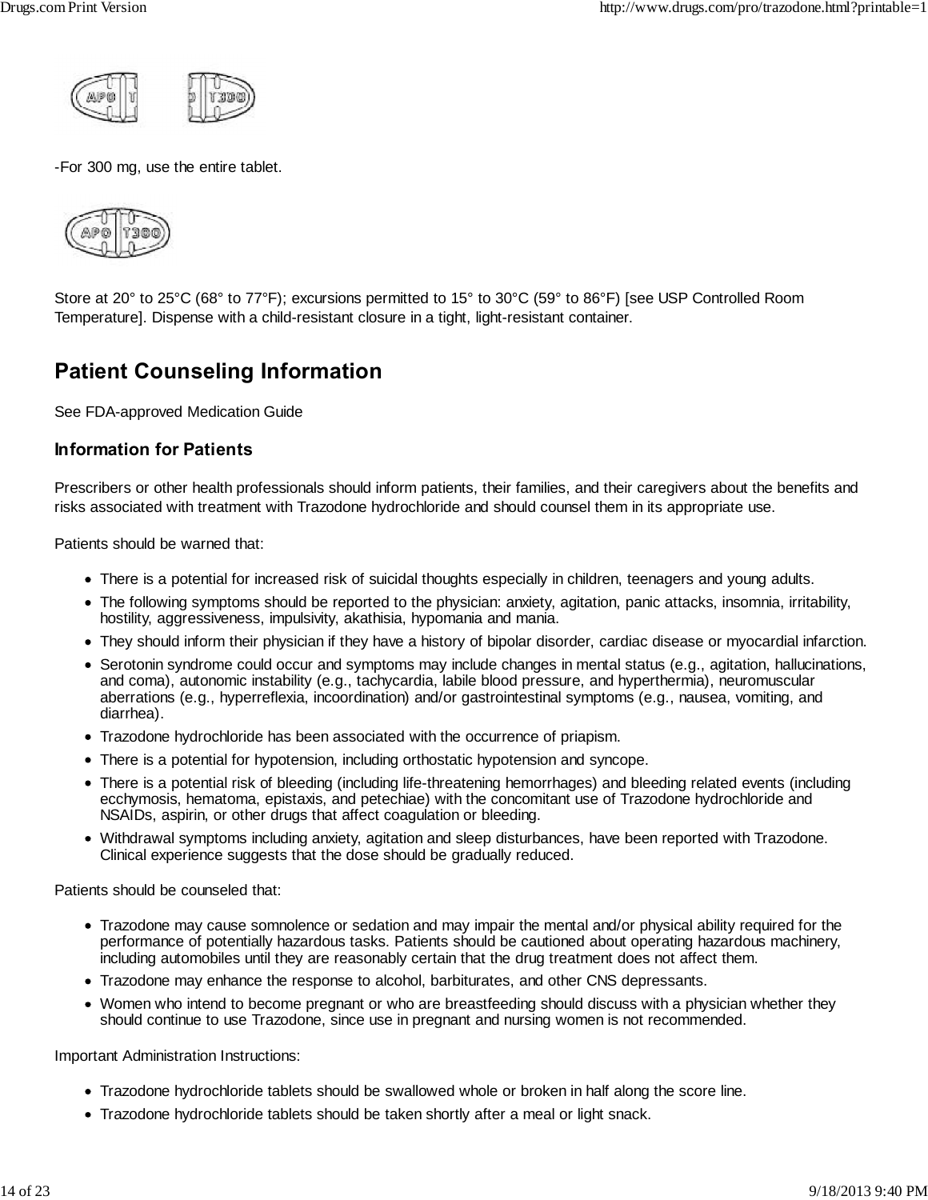-For 300 mg, use the entire tablet.

Store at 20° to 25°C (68° to 77°F); excursions permitted to 15° to 30°C (59° to 86°F) [see USP Controlled Room Temperature]. Dispense with a child-resistant closure in a tight, light-resistant container.

## Patient Counseling Information

See FDA-approved Medication Guide

### Information for Patients

Prescribers or other health professionals should inform patients, their families, and their caregivers about the benefits and risks associated with treatment with Trazodone hydrochloride and should counsel them in its appropriate use.

Patients should be warned that:

- There is a potential for increased risk of suicidal thoughts especially in children, teenagers and young adults.
- The following symptoms should be reported to the physician: anxiety, agitation, panic attacks, insomnia, irritability, hostility, aggressiveness, impulsivity, akathisia, hypomania and mania.
- They should inform their physician if they have a history of bipolar disorder, cardiac disease or myocardial infarction.
- Serotonin syndrome could occur and symptoms may include changes in mental status (e.g., agitation, hallucinations, and coma), autonomic instability (e.g., tachycardia, labile blood pressure, and hyperthermia), neuromuscular aberrations (e.g., hyperreflexia, incoordination) and/or gastrointestinal symptoms (e.g., nausea, vomiting, and diarrhea).
- Trazodone hydrochloride has been associated with the occurrence of priapism.
- There is a potential for hypotension, including orthostatic hypotension and syncope.
- There is a potential risk of bleeding (including life-threatening hemorrhages) and bleeding related events (including ecchymosis, hematoma, epistaxis, and petechiae) with the concomitant use of Trazodone hydrochloride and NSAIDs, aspirin, or other drugs that affect coagulation or bleeding.
- Withdrawal symptoms including anxiety, agitation and sleep disturbances, have been reported with Trazodone. Clinical experience suggests that the dose should be gradually reduced.

Patients should be counseled that:

- Trazodone may cause somnolence or sedation and may impair the mental and/or physical ability required for the performance of potentially hazardous tasks. Patients should be cautioned about operating hazardous machinery, including automobiles until they are reasonably certain that the drug treatment does not affect them.
- Trazodone may enhance the response to alcohol, barbiturates, and other CNS depressants.
- Women who intend to become pregnant or who are breastfeeding should discuss with a physician whether they should continue to use Trazodone, since use in pregnant and nursing women is not recommended.

Important Administration Instructions:

- Trazodone hydrochloride tablets should be swallowed whole or broken in half along the score line.
- Trazodone hydrochloride tablets should be taken shortly after a meal or light snack.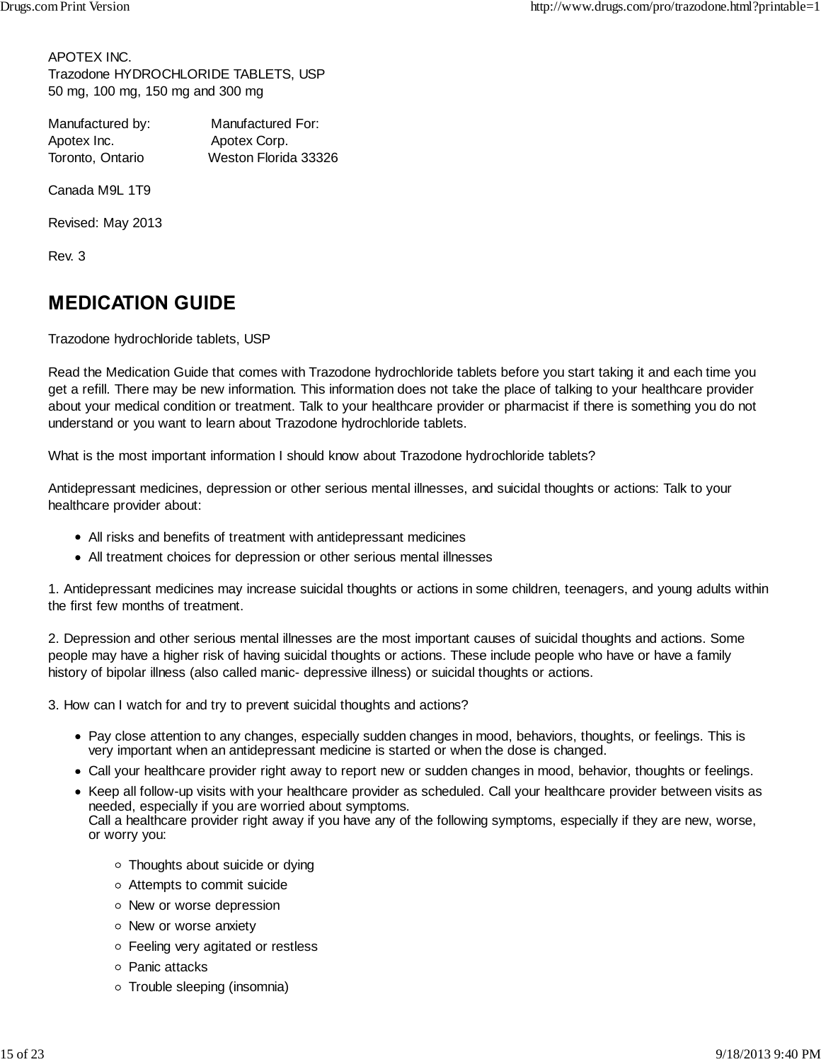APOTEX INC.
Trazodone HYDROCHLORIDE TABLETS, USP
50 mg, 100 mg, 150 mg and 300 mg

Manufactured by: Manufactured For:
Apotex Inc. Apotex Corp.
Toronto, Ontario Weston Florida 33326

Canada M9L 1T9

Revised: May 2013

Rev. 3

# MEDICATION GUIDE

Trazodone hydrochloride tablets, USP

Read the Medication Guide that comes with Trazodone hydrochloride tablets before you start taking it and each time you get a refill. There may be new information. This information does not take the place of talking to your healthcare provider about your medical condition or treatment. Talk to your healthcare provider or pharmacist if there is something you do not understand or you want to learn about Trazodone hydrochloride tablets.

What is the most important information I should know about Trazodone hydrochloride tablets?

Antidepressant medicines, depression or other serious mental illnesses, and suicidal thoughts or actions: Talk to your healthcare provider about:

- All risks and benefits of treatment with antidepressant medicines
- All treatment choices for depression or other serious mental illnesses

1. Antidepressant medicines may increase suicidal thoughts or actions in some children, teenagers, and young adults within the first few months of treatment.

2. Depression and other serious mental illnesses are the most important causes of suicidal thoughts and actions. Some people may have a higher risk of having suicidal thoughts or actions. These include people who have or have a family history of bipolar illness (also called manic- depressive illness) or suicidal thoughts or actions.

3. How can I watch for and try to prevent suicidal thoughts and actions?

- Pay close attention to any changes, especially sudden changes in mood, behaviors, thoughts, or feelings. This is very important when an antidepressant medicine is started or when the dose is changed.
- Call your healthcare provider right away to report new or sudden changes in mood, behavior, thoughts or feelings.
- Keep all follow-up visits with your healthcare provider as scheduled. Call your healthcare provider between visits as needed, especially if you are worried about symptoms.
  Call a healthcare provider right away if you have any of the following symptoms, especially if they are new, worse, or worry you:
    - Thoughts about suicide or dying
    - Attempts to commit suicide
    - New or worse depression
    - New or worse anxiety
    - Feeling very agitated or restless
    - Panic attacks
    - Trouble sleeping (insomnia)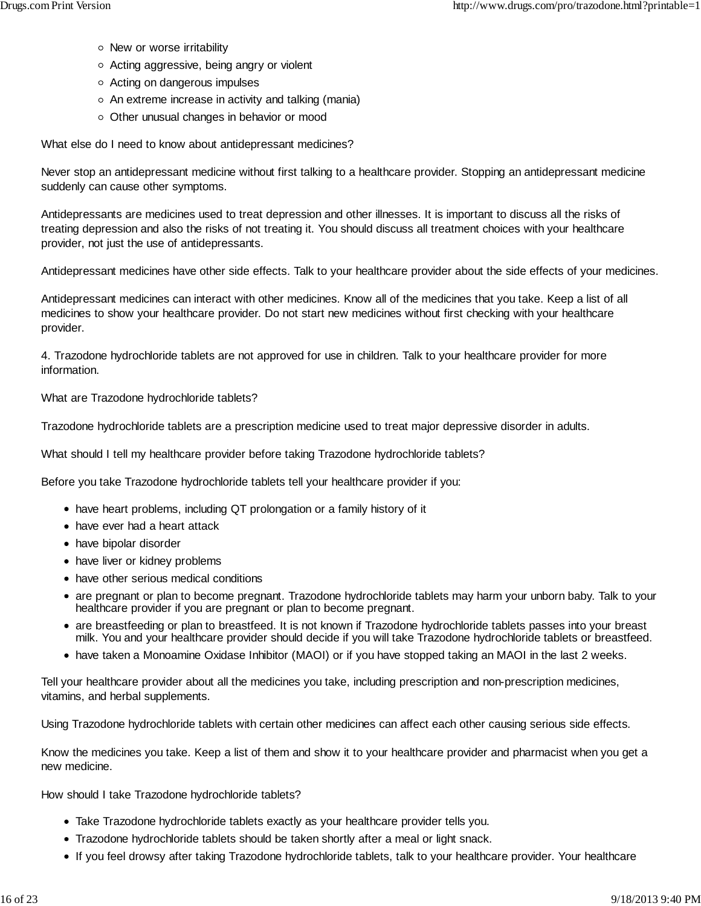- New or worse irritability
- Acting aggressive, being angry or violent
- Acting on dangerous impulses
- An extreme increase in activity and talking (mania)
- Other unusual changes in behavior or mood

What else do I need to know about antidepressant medicines?

Never stop an antidepressant medicine without first talking to a healthcare provider. Stopping an antidepressant medicine suddenly can cause other symptoms.

Antidepressants are medicines used to treat depression and other illnesses. It is important to discuss all the risks of treating depression and also the risks of not treating it. You should discuss all treatment choices with your healthcare provider, not just the use of antidepressants.

Antidepressant medicines have other side effects. Talk to your healthcare provider about the side effects of your medicines.

Antidepressant medicines can interact with other medicines. Know all of the medicines that you take. Keep a list of all medicines to show your healthcare provider. Do not start new medicines without first checking with your healthcare provider.

4. Trazodone hydrochloride tablets are not approved for use in children. Talk to your healthcare provider for more information.

What are Trazodone hydrochloride tablets?

Trazodone hydrochloride tablets are a prescription medicine used to treat major depressive disorder in adults.

What should I tell my healthcare provider before taking Trazodone hydrochloride tablets?

Before you take Trazodone hydrochloride tablets tell your healthcare provider if you:

- have heart problems, including QT prolongation or a family history of it
- have ever had a heart attack
- have bipolar disorder
- have liver or kidney problems
- have other serious medical conditions
- are pregnant or plan to become pregnant. Trazodone hydrochloride tablets may harm your unborn baby. Talk to your healthcare provider if you are pregnant or plan to become pregnant.
- are breastfeeding or plan to breastfeed. It is not known if Trazodone hydrochloride tablets passes into your breast milk. You and your healthcare provider should decide if you will take Trazodone hydrochloride tablets or breastfeed.
- have taken a Monoamine Oxidase Inhibitor (MAOI) or if you have stopped taking an MAOI in the last 2 weeks.

Tell your healthcare provider about all the medicines you take, including prescription and non-prescription medicines, vitamins, and herbal supplements.

Using Trazodone hydrochloride tablets with certain other medicines can affect each other causing serious side effects.

Know the medicines you take. Keep a list of them and show it to your healthcare provider and pharmacist when you get a new medicine.

How should I take Trazodone hydrochloride tablets?

- Take Trazodone hydrochloride tablets exactly as your healthcare provider tells you.
- Trazodone hydrochloride tablets should be taken shortly after a meal or light snack.
- If you feel drowsy after taking Trazodone hydrochloride tablets, talk to your healthcare provider. Your healthcare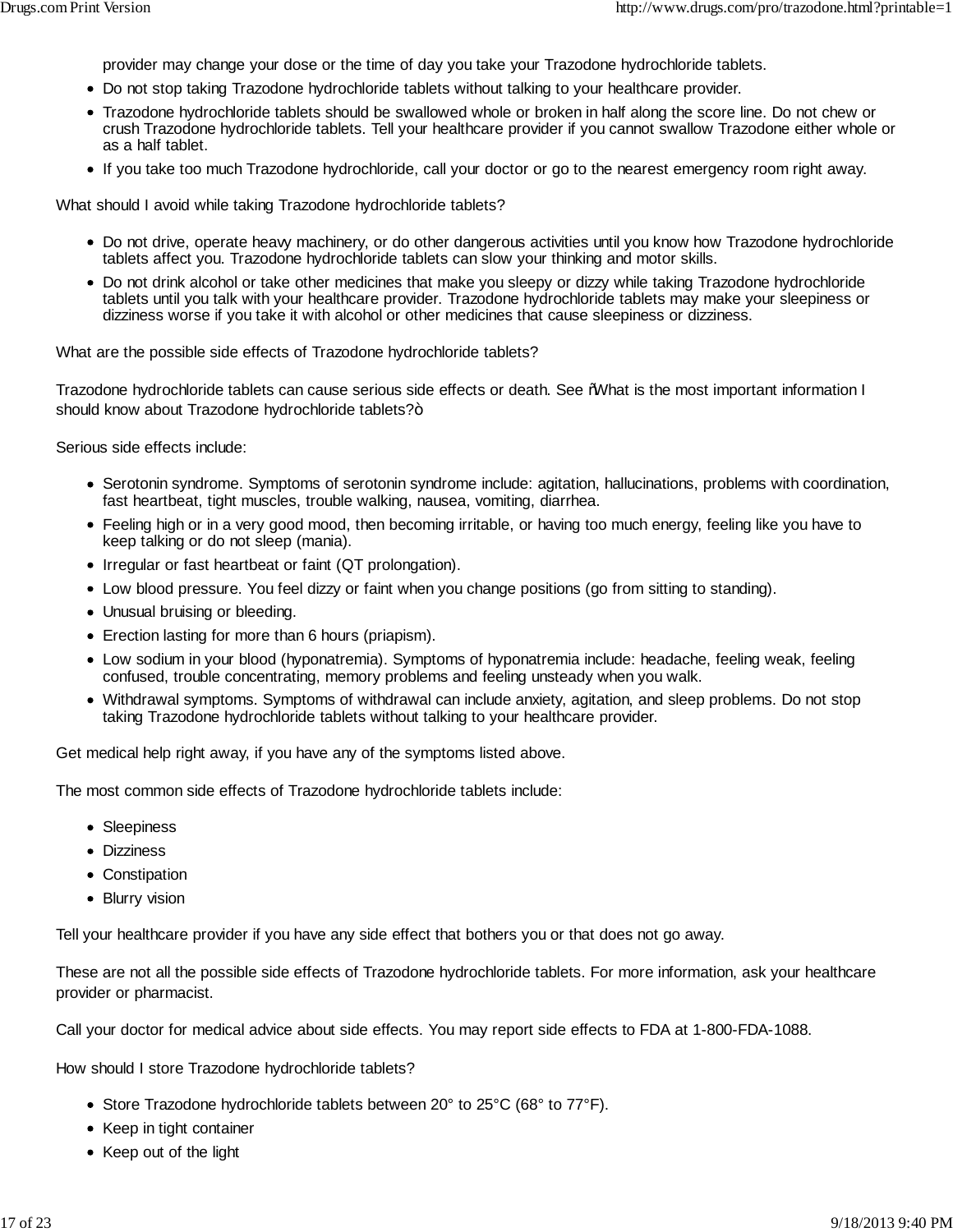provider may change your dose or the time of day you take your Trazodone hydrochloride tablets.

- Do not stop taking Trazodone hydrochloride tablets without talking to your healthcare provider.
- Trazodone hydrochloride tablets should be swallowed whole or broken in half along the score line. Do not chew or crush Trazodone hydrochloride tablets. Tell your healthcare provider if you cannot swallow Trazodone either whole or as a half tablet.
- If you take too much Trazodone hydrochloride, call your doctor or go to the nearest emergency room right away.

What should I avoid while taking Trazodone hydrochloride tablets?

- Do not drive, operate heavy machinery, or do other dangerous activities until you know how Trazodone hydrochloride tablets affect you. Trazodone hydrochloride tablets can slow your thinking and motor skills.
- Do not drink alcohol or take other medicines that make you sleepy or dizzy while taking Trazodone hydrochloride tablets until you talk with your healthcare provider. Trazodone hydrochloride tablets may make your sleepiness or dizziness worse if you take it with alcohol or other medicines that cause sleepiness or dizziness.

What are the possible side effects of Trazodone hydrochloride tablets?

Trazodone hydrochloride tablets can cause serious side effects or death. See "What is the most important information I should know about Trazodone hydrochloride tablets?"

Serious side effects include:

- Serotonin syndrome. Symptoms of serotonin syndrome include: agitation, hallucinations, problems with coordination, fast heartbeat, tight muscles, trouble walking, nausea, vomiting, diarrhea.
- Feeling high or in a very good mood, then becoming irritable, or having too much energy, feeling like you have to keep talking or do not sleep (mania).
- Irregular or fast heartbeat or faint (QT prolongation).
- Low blood pressure. You feel dizzy or faint when you change positions (go from sitting to standing).
- Unusual bruising or bleeding.
- Erection lasting for more than 6 hours (priapism).
- Low sodium in your blood (hyponatremia). Symptoms of hyponatremia include: headache, feeling weak, feeling confused, trouble concentrating, memory problems and feeling unsteady when you walk.
- Withdrawal symptoms. Symptoms of withdrawal can include anxiety, agitation, and sleep problems. Do not stop taking Trazodone hydrochloride tablets without talking to your healthcare provider.

Get medical help right away, if you have any of the symptoms listed above.

The most common side effects of Trazodone hydrochloride tablets include:

- Sleepiness
- Dizziness
- Constipation
- Blurry vision

Tell your healthcare provider if you have any side effect that bothers you or that does not go away.

These are not all the possible side effects of Trazodone hydrochloride tablets. For more information, ask your healthcare provider or pharmacist.

Call your doctor for medical advice about side effects. You may report side effects to FDA at 1-800-FDA-1088.

How should I store Trazodone hydrochloride tablets?

- Store Trazodone hydrochloride tablets between 20° to 25°C (68° to 77°F).
- Keep in tight container
- Keep out of the light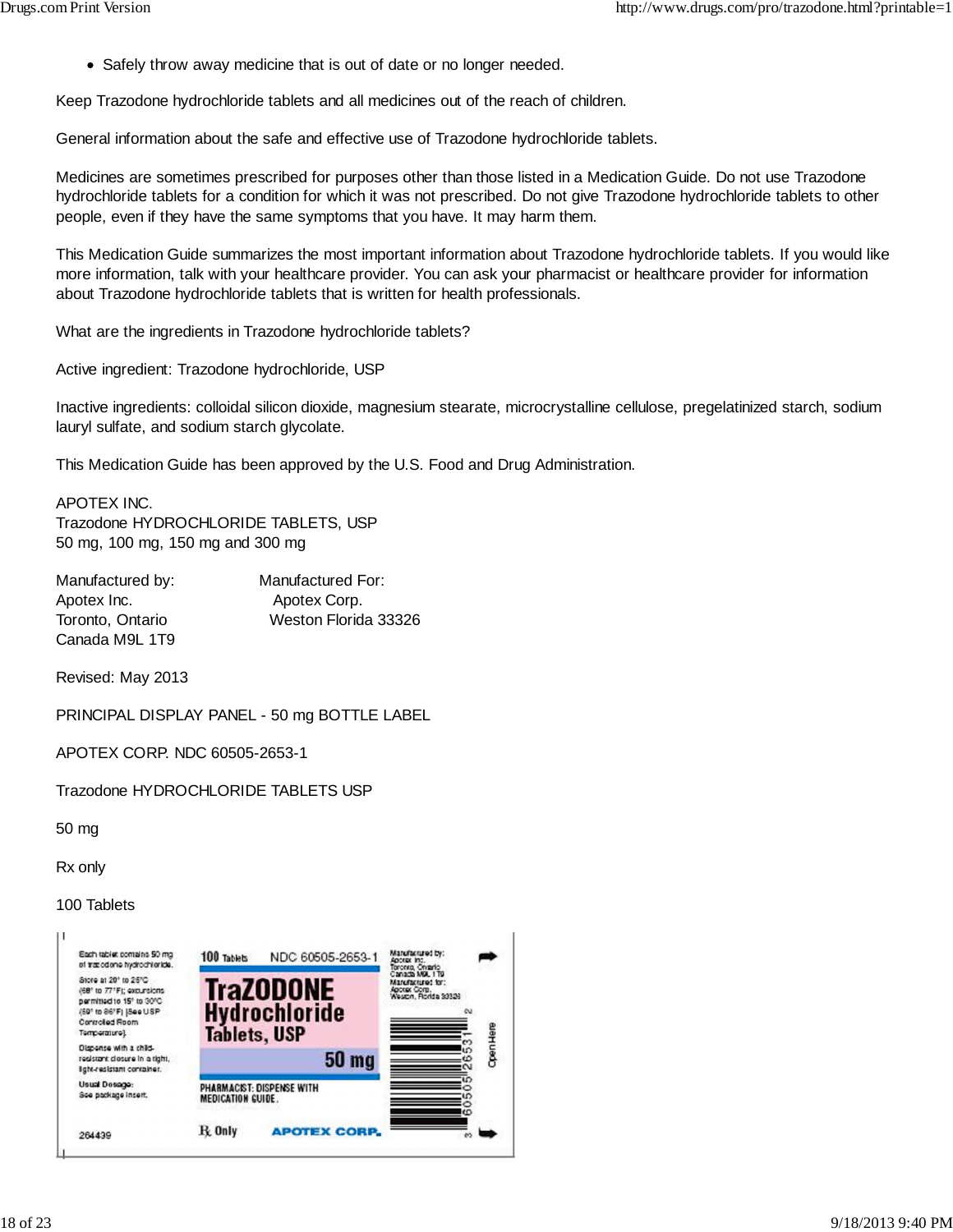- Safely throw away medicine that is out of date or no longer needed.

Keep Trazodone hydrochloride tablets and all medicines out of the reach of children.

General information about the safe and effective use of Trazodone hydrochloride tablets.

Medicines are sometimes prescribed for purposes other than those listed in a Medication Guide. Do not use Trazodone hydrochloride tablets for a condition for which it was not prescribed. Do not give Trazodone hydrochloride tablets to other people, even if they have the same symptoms that you have. It may harm them.

This Medication Guide summarizes the most important information about Trazodone hydrochloride tablets. If you would like more information, talk with your healthcare provider. You can ask your pharmacist or healthcare provider for information about Trazodone hydrochloride tablets that is written for health professionals.

What are the ingredients in Trazodone hydrochloride tablets?

Active ingredient: Trazodone hydrochloride, USP

Inactive ingredients: colloidal silicon dioxide, magnesium stearate, microcrystalline cellulose, pregelatinized starch, sodium lauryl sulfate, and sodium starch glycolate.

This Medication Guide has been approved by the U.S. Food and Drug Administration.

APOTEX INC.
Trazodone HYDROCHLORIDE TABLETS, USP
50 mg, 100 mg, 150 mg and 300 mg

| Manufactured by: | Manufactured For: |
|---|---|
| Apotex Inc. | Apotex Corp. |
| Toronto, Ontario | Weston Florida 33326 |
| Canada M9L 1T9 | |

Revised: May 2013

PRINCIPAL DISPLAY PANEL - 50 mg BOTTLE LABEL

APOTEX CORP. NDC 60505-2653-1

Trazodone HYDROCHLORIDE TABLETS USP

50 mg

Rx only

100 Tablets

Each tablet contains 50 mg of trazodone hydrochloride.

Store at 20° to 25°C (68° to 77°F); excursions permitted to 15° to 30°C (59° to 86°F) [See USP Controlled Room Temperature].

Dispense with a child-resistant closure in a tight, light-resistant container.

Usual Dosage: See package insert.

264439

100 Tablets NDC 60505-2653-1

TraZODONE Hydrochloride Tablets, USP

50 mg

PHARMACIST: DISPENSE WITH MEDICATION GUIDE.

℞ Only APOTEX CORP.

Manufactured by: Apotex Inc. Toronto, Ontario Canada M9L 1T9
Manufactured for: Apotex Corp. Weston, Florida 33326

Open Here

3 60505 26531 2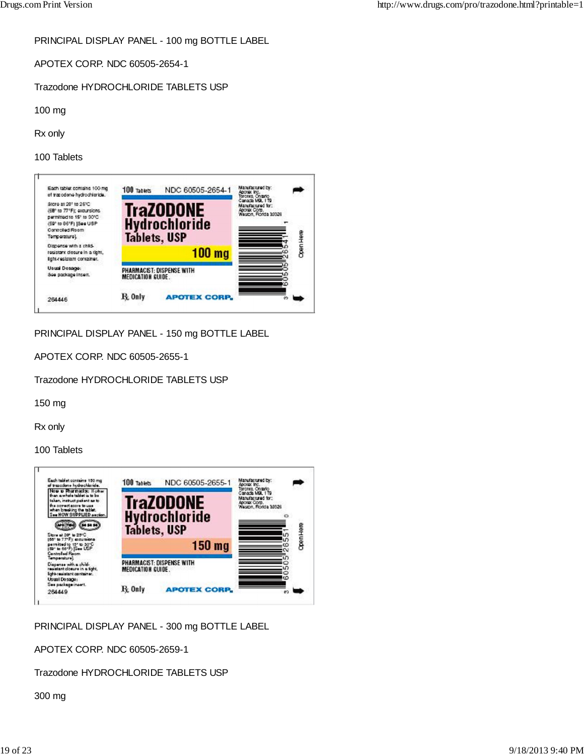PRINCIPAL DISPLAY PANEL - 100 mg BOTTLE LABEL

APOTEX CORP. NDC 60505-2654-1

Trazodone HYDROCHLORIDE TABLETS USP

100 mg

Rx only

100 Tablets

Each tablet contains 100 mg of trazodone hydrochloride.

Store at 20° to 25°C (68° to 77°F); excursions permitted to 15° to 30°C (59° to 86°F) [See USP Controlled Room Temperature].

Dispense with a child-resistant closure in a tight, light-resistant container.

Usual Dosage: See package insert.

264446

100 Tablets NDC 60505-2654-1

TraZODONE Hydrochloride Tablets, USP

100 mg

PHARMACIST: DISPENSE WITH MEDICATION GUIDE.

℞ Only APOTEX CORP.

Manufactured by: Apotex Inc. Toronto, Ontario Canada M9L 1T9
Manufactured for: Apotex Corp. Weston, Florida 33326

3 60505 26541 1

Open Here

PRINCIPAL DISPLAY PANEL - 150 mg BOTTLE LABEL

APOTEX CORP. NDC 60505-2655-1

Trazodone HYDROCHLORIDE TABLETS USP

150 mg

Rx only

100 Tablets

Each tablet contains 150 mg of trazodone hydrochloride.

Note to Pharmacist: If other than a whole tablet is to be taken, instruct patient as to the correct score to use when breaking the tablet. See HOW SUPPLIED section.

Store at 20° to 25°C (68° to 77°F); excursions permitted to 15° to 30°C (59° to 86°F) [See USP Controlled Room Temperature].

Dispense with a child-resistant closure in a tight, light-resistant container.

Usual Dosage: See package insert.

264449

100 Tablets NDC 60505-2655-1

TraZODONE Hydrochloride Tablets, USP

150 mg

PHARMACIST: DISPENSE WITH MEDICATION GUIDE.

℞ Only APOTEX CORP.

Manufactured by: Apotex Inc. Toronto, Ontario Canada M9L 1T9
Manufactured for: Apotex Corp. Weston, Florida 33326

3 60505 26551 0

Open Here

PRINCIPAL DISPLAY PANEL - 300 mg BOTTLE LABEL

APOTEX CORP. NDC 60505-2659-1

Trazodone HYDROCHLORIDE TABLETS USP

300 mg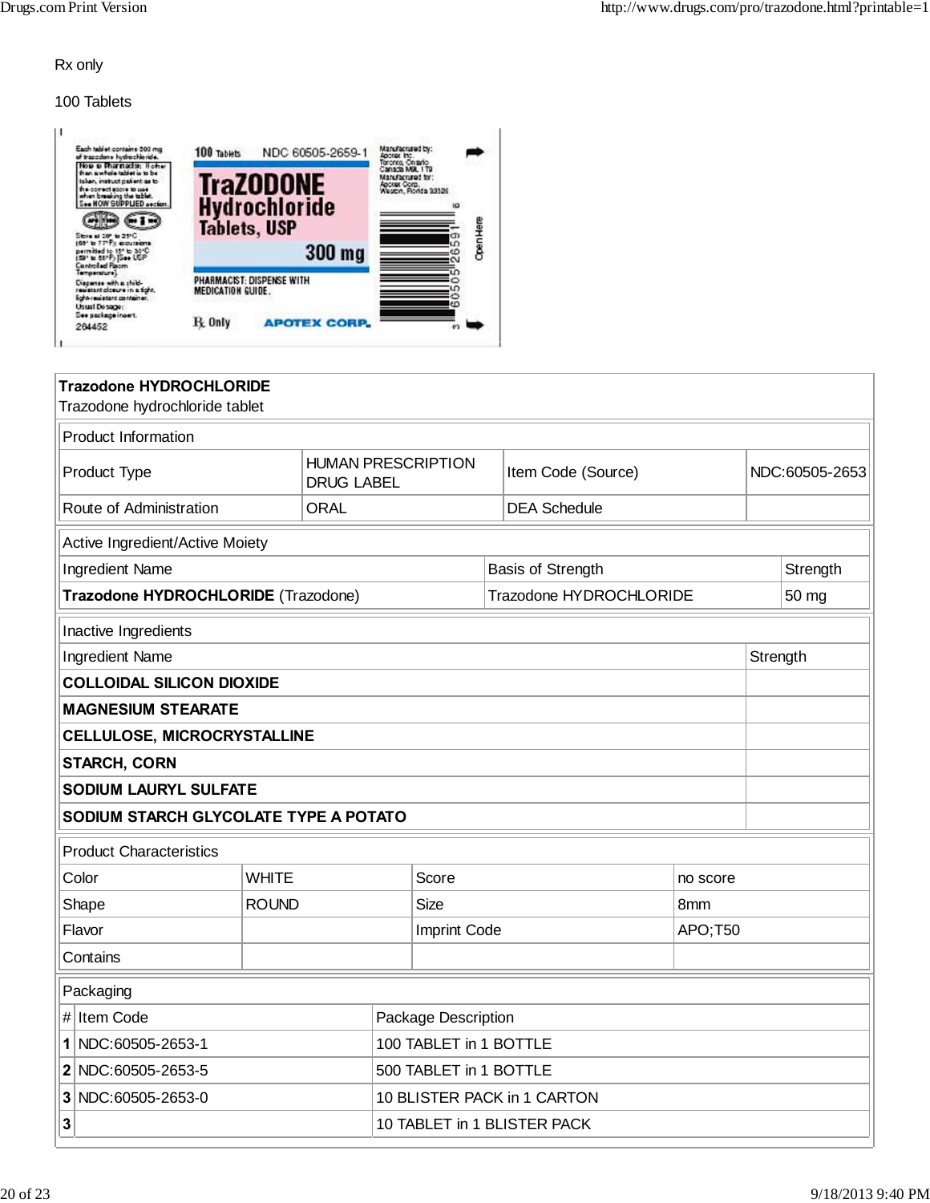Rx only

100 Tablets

Each tablet contains 300 mg of trazodone hydrochloride.
Note to Pharmacist: If other than a whole tablet is to be taken, instruct patient as to the correct score to use when breaking the tablet. See HOW SUPPLIED section.

Store at 20° to 25°C (68° to 77°F); excursions permitted to 15° to 30°C (59° to 86°F) [See USP Controlled Room Temperature].
Dispense with a child-resistant closure in a tight, light-resistant container.
Usual Dosage: See package insert.
264452

100 Tablets NDC 60505-2659-1

TraZODONE Hydrochloride Tablets, USP

300 mg

PHARMACIST: DISPENSE WITH MEDICATION GUIDE.

Rx Only APOTEX CORP.

Manufactured by: Apotex Inc. Toronto, Ontario Canada M9L 1T9
Manufactured for: Apotex Corp. Weston, Florida 33326

Open Here

| Trazodone HYDROCHLORIDE<br>Trazodone hydrochloride tablet | | | |
|---|---|---|---|
| **Product Information** | | | |
| Product Type | HUMAN PRESCRIPTION DRUG LABEL | Item Code (Source) | NDC:60505-2653 |
| Route of Administration | ORAL | DEA Schedule | |

| Active Ingredient/Active Moiety | | |
|---|---|---|
| Ingredient Name | Basis of Strength | Strength |
| **Trazodone HYDROCHLORIDE** (Trazodone) | Trazodone HYDROCHLORIDE | 50 mg |

| Inactive Ingredients | |
|---|---|
| Ingredient Name | Strength |
| **COLLOIDAL SILICON DIOXIDE** | |
| **MAGNESIUM STEARATE** | |
| **CELLULOSE, MICROCRYSTALLINE** | |
| **STARCH, CORN** | |
| **SODIUM LAURYL SULFATE** | |
| **SODIUM STARCH GLYCOLATE TYPE A POTATO** | |

| Product Characteristics | | | |
|---|---|---|---|
| Color | WHITE | Score | no score |
| Shape | ROUND | Size | 8mm |
| Flavor | | Imprint Code | APO;T50 |
| Contains | | | |

| Packaging | | |
|---|---|---|
| # | Item Code | Package Description |
| **1** | NDC:60505-2653-1 | 100 TABLET in 1 BOTTLE |
| **2** | NDC:60505-2653-5 | 500 TABLET in 1 BOTTLE |
| **3** | NDC:60505-2653-0 | 10 BLISTER PACK in 1 CARTON |
| **3** | | 10 TABLET in 1 BLISTER PACK |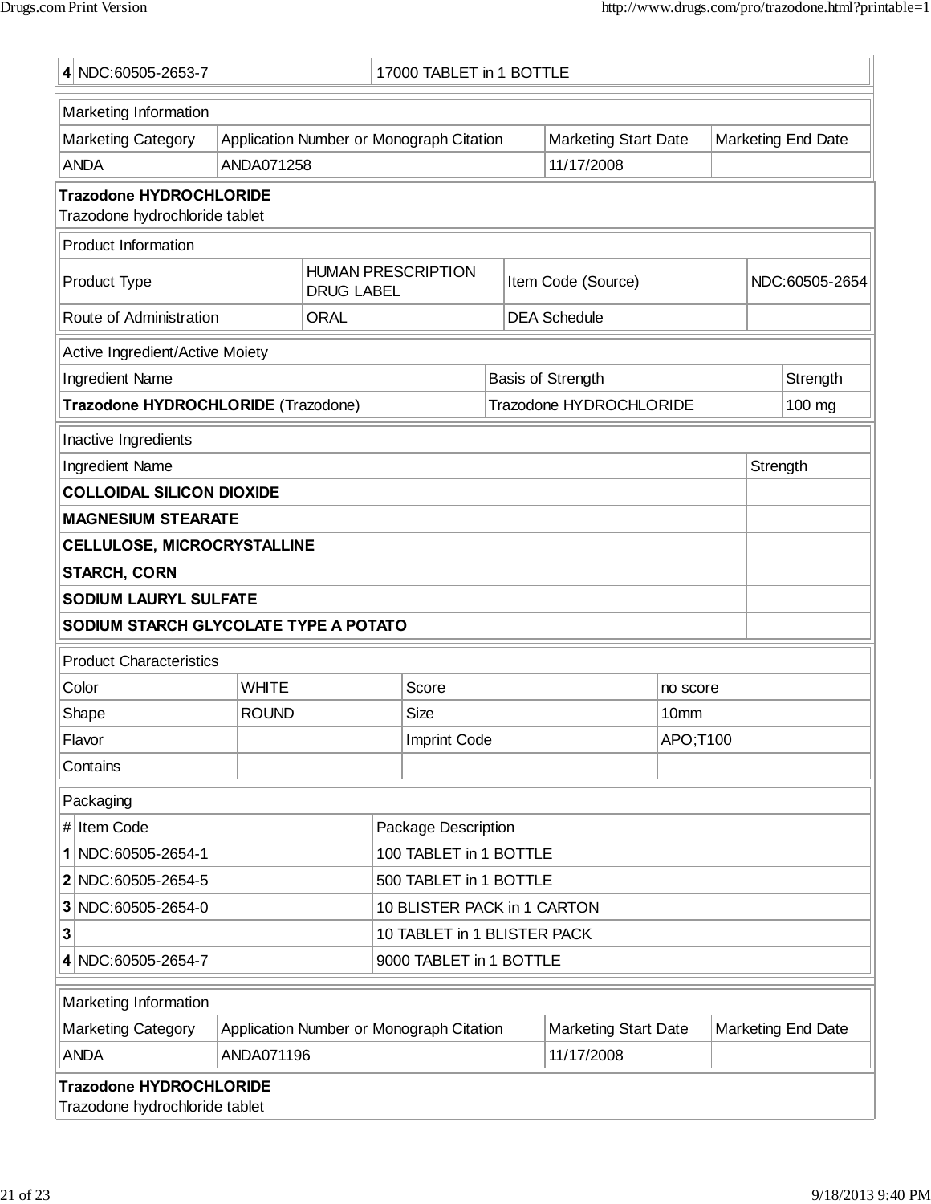| 4 | NDC:60505-2653-7 | 17000 TABLET in 1 BOTTLE |
|---|---|---|

| Marketing Information | | | |
|---|---|---|---|
| Marketing Category | Application Number or Monograph Citation | Marketing Start Date | Marketing End Date |
| ANDA | ANDA071258 | 11/17/2008 | |

**Trazodone HYDROCHLORIDE**
Trazodone hydrochloride tablet

| Product Information | | | |
|---|---|---|---|
| Product Type | HUMAN PRESCRIPTION DRUG LABEL | Item Code (Source) | NDC:60505-2654 |
| Route of Administration | ORAL | DEA Schedule | |

| Active Ingredient/Active Moiety | | |
|---|---|---|
| Ingredient Name | Basis of Strength | Strength |
| **Trazodone HYDROCHLORIDE** (Trazodone) | Trazodone HYDROCHLORIDE | 100 mg |

| Inactive Ingredients | |
|---|---|
| Ingredient Name | Strength |
| **COLLOIDAL SILICON DIOXIDE** | |
| **MAGNESIUM STEARATE** | |
| **CELLULOSE, MICROCRYSTALLINE** | |
| **STARCH, CORN** | |
| **SODIUM LAURYL SULFATE** | |
| **SODIUM STARCH GLYCOLATE TYPE A POTATO** | |

| Product Characteristics | | | |
|---|---|---|---|
| Color | WHITE | Score | no score |
| Shape | ROUND | Size | 10mm |
| Flavor | | Imprint Code | APO;T100 |
| Contains | | | |

| Packaging | | |
|---|---|---|
| # | Item Code | Package Description |
| 1 | NDC:60505-2654-1 | 100 TABLET in 1 BOTTLE |
| 2 | NDC:60505-2654-5 | 500 TABLET in 1 BOTTLE |
| 3 | NDC:60505-2654-0 | 10 BLISTER PACK in 1 CARTON |
| 3 | | 10 TABLET in 1 BLISTER PACK |
| 4 | NDC:60505-2654-7 | 9000 TABLET in 1 BOTTLE |

| Marketing Information | | | |
|---|---|---|---|
| Marketing Category | Application Number or Monograph Citation | Marketing Start Date | Marketing End Date |
| ANDA | ANDA071196 | 11/17/2008 | |

**Trazodone HYDROCHLORIDE**
Trazodone hydrochloride tablet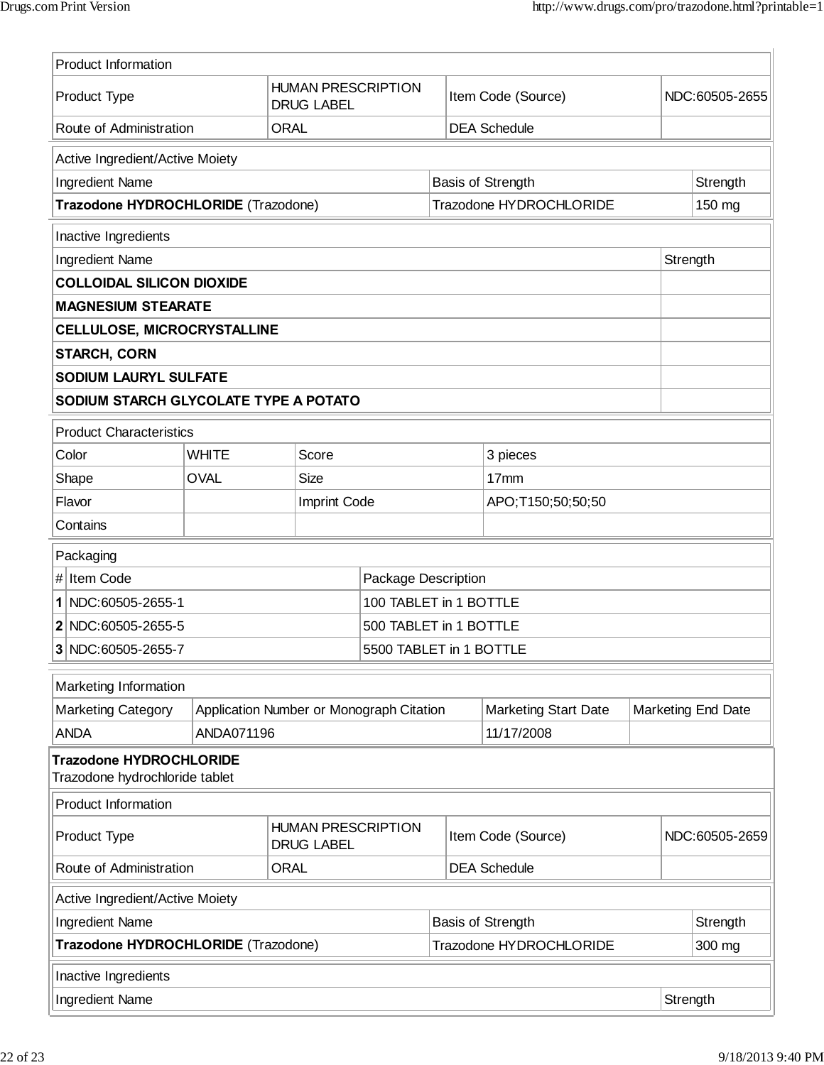| Product Information | | | |
|---|---|---|---|
| Product Type | HUMAN PRESCRIPTION DRUG LABEL | Item Code (Source) | NDC:60505-2655 |
| Route of Administration | ORAL | DEA Schedule | |

| Active Ingredient/Active Moiety | | |
|---|---|---|
| Ingredient Name | Basis of Strength | Strength |
| **Trazodone HYDROCHLORIDE** (Trazodone) | Trazodone HYDROCHLORIDE | 150 mg |

| Inactive Ingredients | |
|---|---|
| Ingredient Name | Strength |
| **COLLOIDAL SILICON DIOXIDE** | |
| **MAGNESIUM STEARATE** | |
| **CELLULOSE, MICROCRYSTALLINE** | |
| **STARCH, CORN** | |
| **SODIUM LAURYL SULFATE** | |
| **SODIUM STARCH GLYCOLATE TYPE A POTATO** | |

| Product Characteristics | | | |
|---|---|---|---|
| Color | WHITE | Score | 3 pieces |
| Shape | OVAL | Size | 17mm |
| Flavor | | Imprint Code | APO;T150;50;50;50 |
| Contains | | | |

| Packaging | | |
|---|---|---|
| # | Item Code | Package Description |
| **1** | NDC:60505-2655-1 | 100 TABLET in 1 BOTTLE |
| **2** | NDC:60505-2655-5 | 500 TABLET in 1 BOTTLE |
| **3** | NDC:60505-2655-7 | 5500 TABLET in 1 BOTTLE |

| Marketing Information | | | |
|---|---|---|---|
| Marketing Category | Application Number or Monograph Citation | Marketing Start Date | Marketing End Date |
| ANDA | ANDA071196 | 11/17/2008 | |

**Trazodone HYDROCHLORIDE**
Trazodone hydrochloride tablet

| Product Information | | | |
|---|---|---|---|
| Product Type | HUMAN PRESCRIPTION DRUG LABEL | Item Code (Source) | NDC:60505-2659 |
| Route of Administration | ORAL | DEA Schedule | |

| Active Ingredient/Active Moiety | | |
|---|---|---|
| Ingredient Name | Basis of Strength | Strength |
| **Trazodone HYDROCHLORIDE** (Trazodone) | Trazodone HYDROCHLORIDE | 300 mg |

| Inactive Ingredients | |
|---|---|
| Ingredient Name | Strength |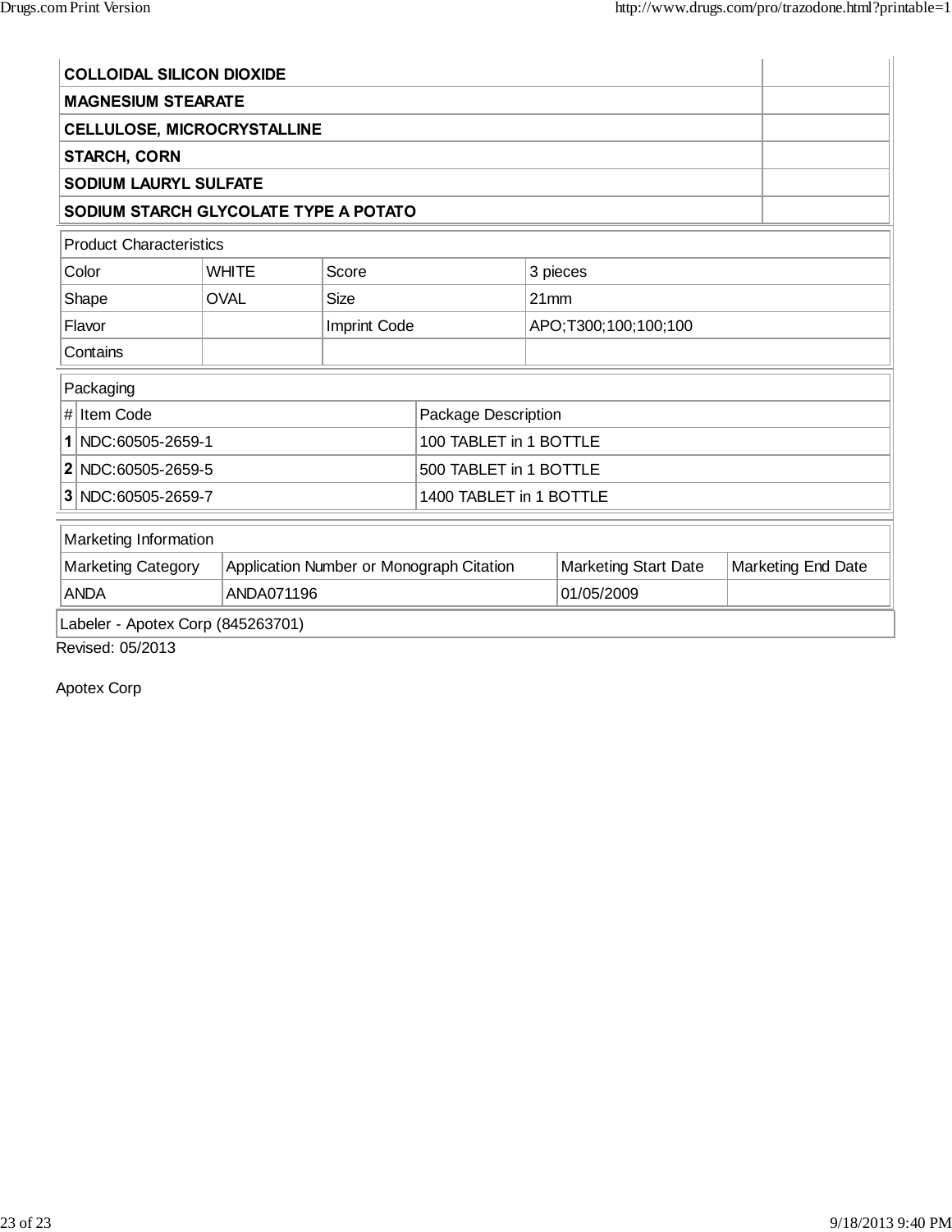| | |
|---|---|
| **COLLOIDAL SILICON DIOXIDE** | |
| **MAGNESIUM STEARATE** | |
| **CELLULOSE, MICROCRYSTALLINE** | |
| **STARCH, CORN** | |
| **SODIUM LAURYL SULFATE** | |
| **SODIUM STARCH GLYCOLATE TYPE A POTATO** | |

| Product Characteristics | | | |
|---|---|---|---|
| Color | WHITE | Score | 3 pieces |
| Shape | OVAL | Size | 21mm |
| Flavor | | Imprint Code | APO;T300;100;100;100 |
| Contains | | | |

| Packaging | | |
|---|---|---|
| # | Item Code | Package Description |
| **1** | NDC:60505-2659-1 | 100 TABLET in 1 BOTTLE |
| **2** | NDC:60505-2659-5 | 500 TABLET in 1 BOTTLE |
| **3** | NDC:60505-2659-7 | 1400 TABLET in 1 BOTTLE |

| Marketing Information | | | |
|---|---|---|---|
| Marketing Category | Application Number or Monograph Citation | Marketing Start Date | Marketing End Date |
| ANDA | ANDA071196 | 01/05/2009 | |

Labeler - Apotex Corp (845263701)

Revised: 05/2013

Apotex Corp